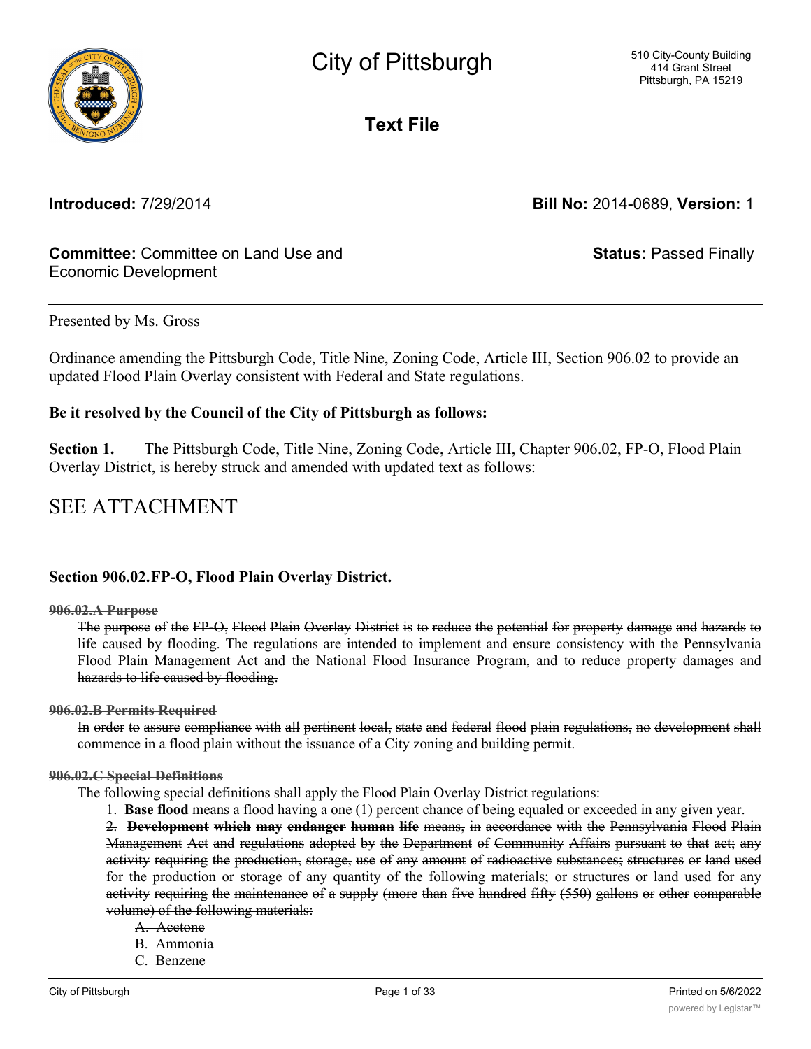# City of Pittsburgh

510 City-County Building
414 Grant Street
Pittsburgh, PA 15219

## Text File

**Introduced:** 7/29/2014 **Bill No:** 2014-0689, **Version:** 1

**Committee:** Committee on Land Use and Economic Development **Status:** Passed Finally

Presented by Ms. Gross

Ordinance amending the Pittsburgh Code, Title Nine, Zoning Code, Article III, Section 906.02 to provide an updated Flood Plain Overlay consistent with Federal and State regulations.

**Be it resolved by the Council of the City of Pittsburgh as follows:**

**Section 1.** The Pittsburgh Code, Title Nine, Zoning Code, Article III, Chapter 906.02, FP-O, Flood Plain Overlay District, is hereby struck and amended with updated text as follows:

# SEE ATTACHMENT

**Section 906.02. FP-O, Flood Plain Overlay District.**

~~**906.02.A Purpose**~~

~~The purpose of the FP-O, Flood Plain Overlay District is to reduce the potential for property damage and hazards to life caused by flooding. The regulations are intended to implement and ensure consistency with the Pennsylvania Flood Plain Management Act and the National Flood Insurance Program, and to reduce property damages and hazards to life caused by flooding.~~

~~**906.02.B Permits Required**~~

~~In order to assure compliance with all pertinent local, state and federal flood plain regulations, no development shall commence in a flood plain without the issuance of a City zoning and building permit.~~

~~**906.02.C Special Definitions**~~

~~The following special definitions shall apply the Flood Plain Overlay District regulations:~~

~~1. **Base flood** means a flood having a one (1) percent chance of being equaled or exceeded in any given year.~~

~~2. **Development which may endanger human life** means, in accordance with the Pennsylvania Flood Plain Management Act and regulations adopted by the Department of Community Affairs pursuant to that act; any activity requiring the production, storage, use of any amount of radioactive substances; structures or land used for the production or storage of any quantity of the following materials; or structures or land used for any activity requiring the maintenance of a supply (more than five hundred fifty (550) gallons or other comparable volume) of the following materials:~~

~~A. Acetone~~

~~B. Ammonia~~

~~C. Benzene~~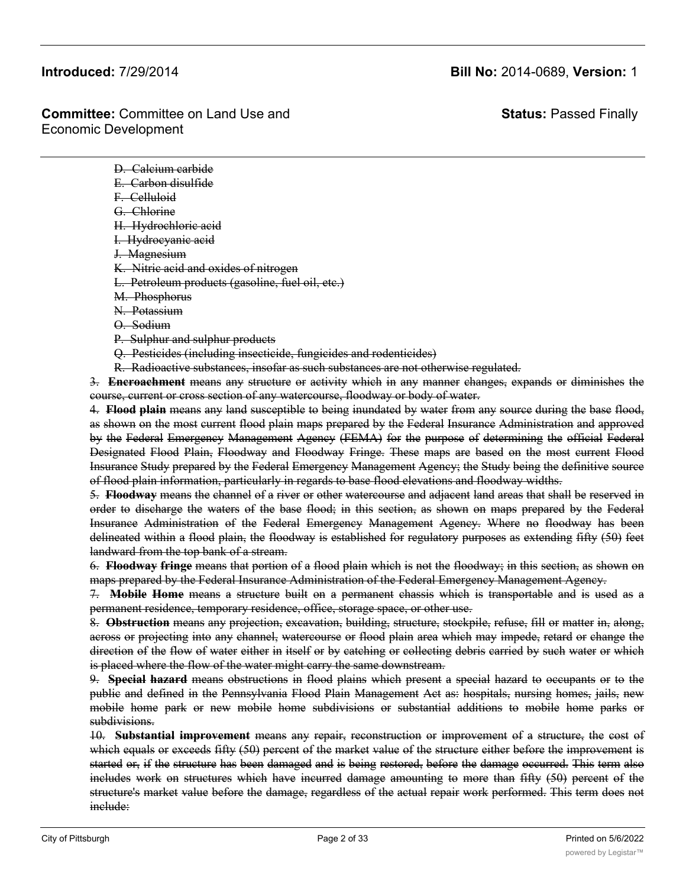~~D. Calcium carbide~~
~~E. Carbon disulfide~~
~~F. Celluloid~~
~~G. Chlorine~~
~~H. Hydrochloric acid~~
~~I. Hydrocyanic acid~~
~~J. Magnesium~~
~~K. Nitric acid and oxides of nitrogen~~
~~L. Petroleum products (gasoline, fuel oil, etc.)~~
~~M. Phosphorus~~
~~N. Potassium~~
~~O. Sodium~~
~~P. Sulphur and sulphur products~~
~~Q. Pesticides (including insecticide, fungicides and rodenticides)~~
~~R. Radioactive substances, insofar as such substances are not otherwise regulated.~~

~~3. **Encroachment** means any structure or activity which in any manner changes, expands or diminishes the course, current or cross section of any watercourse, floodway or body of water.~~

~~4. **Flood plain** means any land susceptible to being inundated by water from any source during the base flood, as shown on the most current flood plain maps prepared by the Federal Insurance Administration and approved by the Federal Emergency Management Agency (FEMA) for the purpose of determining the official Federal Designated Flood Plain, Floodway and Floodway Fringe. These maps are based on the most current Flood Insurance Study prepared by the Federal Emergency Management Agency; the Study being the definitive source of flood plain information, particularly in regards to base flood elevations and floodway widths.~~

~~5. **Floodway** means the channel of a river or other watercourse and adjacent land areas that shall be reserved in order to discharge the waters of the base flood; in this section, as shown on maps prepared by the Federal Insurance Administration of the Federal Emergency Management Agency. Where no floodway has been delineated within a flood plain, the floodway is established for regulatory purposes as extending fifty (50) feet landward from the top bank of a stream.~~

~~6. **Floodway fringe** means that portion of a flood plain which is not the floodway; in this section, as shown on maps prepared by the Federal Insurance Administration of the Federal Emergency Management Agency.~~

~~7. **Mobile Home** means a structure built on a permanent chassis which is transportable and is used as a permanent residence, temporary residence, office, storage space, or other use.~~

~~8. **Obstruction** means any projection, excavation, building, structure, stockpile, refuse, fill or matter in, along, across or projecting into any channel, watercourse or flood plain area which may impede, retard or change the direction of the flow of water either in itself or by catching or collecting debris carried by such water or which is placed where the flow of the water might carry the same downstream.~~

~~9. **Special hazard** means obstructions in flood plains which present a special hazard to occupants or to the public and defined in the Pennsylvania Flood Plain Management Act as: hospitals, nursing homes, jails, new mobile home park or new mobile home subdivisions or substantial additions to mobile home parks or subdivisions.~~

~~10. **Substantial improvement** means any repair, reconstruction or improvement of a structure, the cost of which equals or exceeds fifty (50) percent of the market value of the structure either before the improvement is started or, if the structure has been damaged and is being restored, before the damage occurred. This term also includes work on structures which have incurred damage amounting to more than fifty (50) percent of the structure's market value before the damage, regardless of the actual repair work performed. This term does not include:~~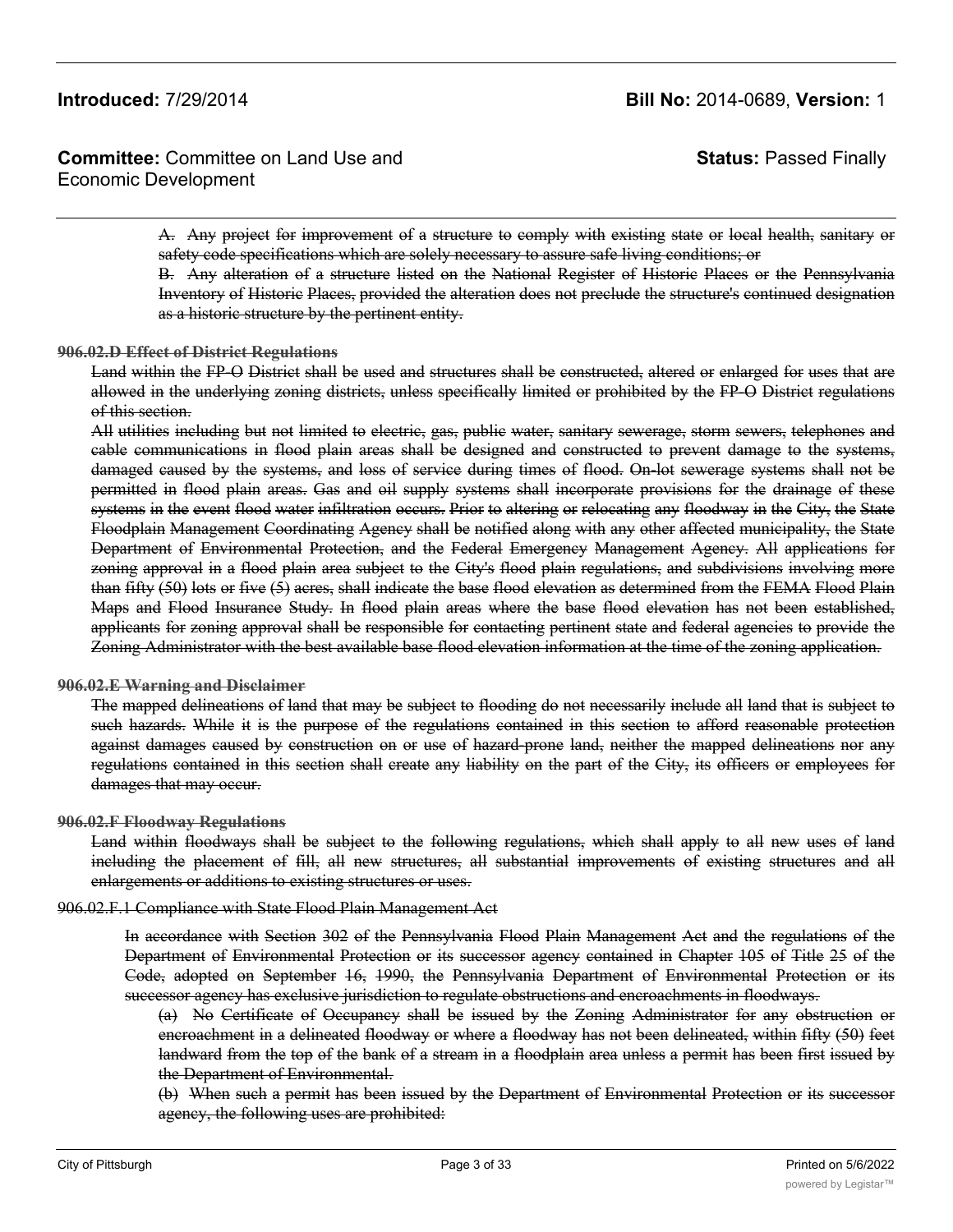~~A. Any project for improvement of a structure to comply with existing state or local health, sanitary or safety code specifications which are solely necessary to assure safe living conditions; or~~

~~B. Any alteration of a structure listed on the National Register of Historic Places or the Pennsylvania Inventory of Historic Places, provided the alteration does not preclude the structure's continued designation as a historic structure by the pertinent entity.~~

**~~906.02.D Effect of District Regulations~~**

~~Land within the FP-O District shall be used and structures shall be constructed, altered or enlarged for uses that are allowed in the underlying zoning districts, unless specifically limited or prohibited by the FP-O District regulations of this section.~~

~~All utilities including but not limited to electric, gas, public water, sanitary sewerage, storm sewers, telephones and cable communications in flood plain areas shall be designed and constructed to prevent damage to the systems, damaged caused by the systems, and loss of service during times of flood. On-lot sewerage systems shall not be permitted in flood plain areas. Gas and oil supply systems shall incorporate provisions for the drainage of these systems in the event flood water infiltration occurs. Prior to altering or relocating any floodway in the City, the State Floodplain Management Coordinating Agency shall be notified along with any other affected municipality, the State Department of Environmental Protection, and the Federal Emergency Management Agency. All applications for zoning approval in a flood plain area subject to the City's flood plain regulations, and subdivisions involving more than fifty (50) lots or five (5) acres, shall indicate the base flood elevation as determined from the FEMA Flood Plain Maps and Flood Insurance Study. In flood plain areas where the base flood elevation has not been established, applicants for zoning approval shall be responsible for contacting pertinent state and federal agencies to provide the Zoning Administrator with the best available base flood elevation information at the time of the zoning application.~~

**~~906.02.E Warning and Disclaimer~~**

~~The mapped delineations of land that may be subject to flooding do not necessarily include all land that is subject to such hazards. While it is the purpose of the regulations contained in this section to afford reasonable protection against damages caused by construction on or use of hazard-prone land, neither the mapped delineations nor any regulations contained in this section shall create any liability on the part of the City, its officers or employees for damages that may occur.~~

**~~906.02.F Floodway Regulations~~**

~~Land within floodways shall be subject to the following regulations, which shall apply to all new uses of land including the placement of fill, all new structures, all substantial improvements of existing structures and all enlargements or additions to existing structures or uses.~~

906.02.F.1 Compliance with State Flood Plain Management Act

~~In accordance with Section 302 of the Pennsylvania Flood Plain Management Act and the regulations of the Department of Environmental Protection or its successor agency contained in Chapter 105 of Title 25 of the Code, adopted on September 16, 1990, the Pennsylvania Department of Environmental Protection or its successor agency has exclusive jurisdiction to regulate obstructions and encroachments in floodways.~~

~~(a) No Certificate of Occupancy shall be issued by the Zoning Administrator for any obstruction or encroachment in a delineated floodway or where a floodway has not been delineated, within fifty (50) feet landward from the top of the bank of a stream in a floodplain area unless a permit has been first issued by the Department of Environmental.~~

~~(b) When such a permit has been issued by the Department of Environmental Protection or its successor agency, the following uses are prohibited:~~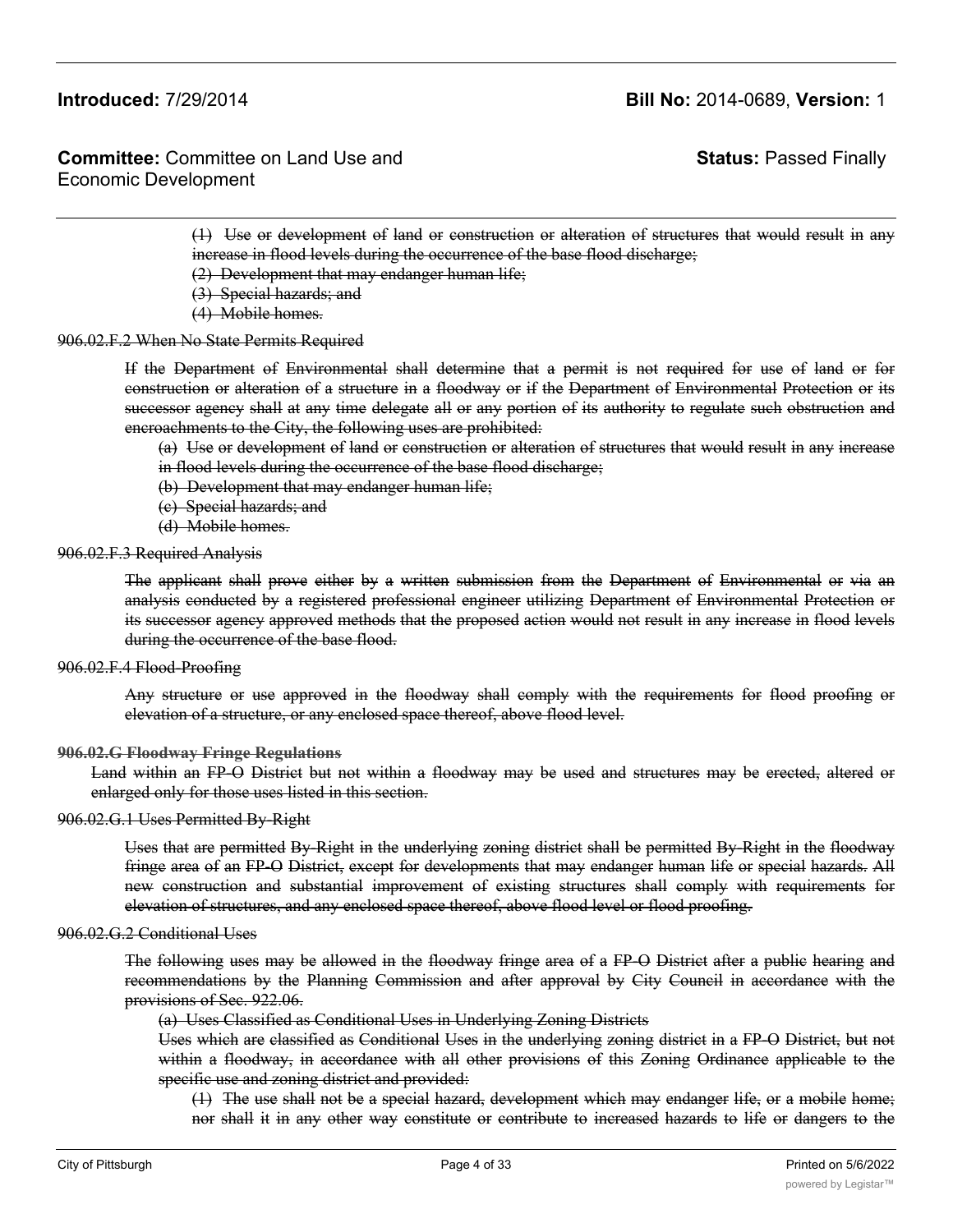~~(1) Use or development of land or construction or alteration of structures that would result in any increase in flood levels during the occurrence of the base flood discharge;~~

~~(2) Development that may endanger human life;~~

~~(3) Special hazards; and~~

~~(4) Mobile homes.~~

~~906.02.F.2 When No State Permits Required~~

~~If the Department of Environmental shall determine that a permit is not required for use of land or for construction or alteration of a structure in a floodway or if the Department of Environmental Protection or its successor agency shall at any time delegate all or any portion of its authority to regulate such obstruction and encroachments to the City, the following uses are prohibited:~~

~~(a) Use or development of land or construction or alteration of structures that would result in any increase in flood levels during the occurrence of the base flood discharge;~~

~~(b) Development that may endanger human life;~~

~~(c) Special hazards; and~~

~~(d) Mobile homes.~~

~~906.02.F.3 Required Analysis~~

~~The applicant shall prove either by a written submission from the Department of Environmental or via an analysis conducted by a registered professional engineer utilizing Department of Environmental Protection or its successor agency approved methods that the proposed action would not result in any increase in flood levels during the occurrence of the base flood.~~

~~906.02.F.4 Flood-Proofing~~

~~Any structure or use approved in the floodway shall comply with the requirements for flood proofing or elevation of a structure, or any enclosed space thereof, above flood level.~~

~~**906.02.G Floodway Fringe Regulations**~~

~~Land within an FP-O District but not within a floodway may be used and structures may be erected, altered or enlarged only for those uses listed in this section.~~

~~906.02.G.1 Uses Permitted By-Right~~

~~Uses that are permitted By-Right in the underlying zoning district shall be permitted By-Right in the floodway fringe area of an FP-O District, except for developments that may endanger human life or special hazards. All new construction and substantial improvement of existing structures shall comply with requirements for elevation of structures, and any enclosed space thereof, above flood level or flood proofing.~~

~~906.02.G.2 Conditional Uses~~

~~The following uses may be allowed in the floodway fringe area of a FP-O District after a public hearing and recommendations by the Planning Commission and after approval by City Council in accordance with the provisions of Sec. 922.06.~~

~~(a) Uses Classified as Conditional Uses in Underlying Zoning Districts~~

~~Uses which are classified as Conditional Uses in the underlying zoning district in a FP-O District, but not within a floodway, in accordance with all other provisions of this Zoning Ordinance applicable to the specific use and zoning district and provided:~~

~~(1) The use shall not be a special hazard, development which may endanger life, or a mobile home; nor shall it in any other way constitute or contribute to increased hazards to life or dangers to the~~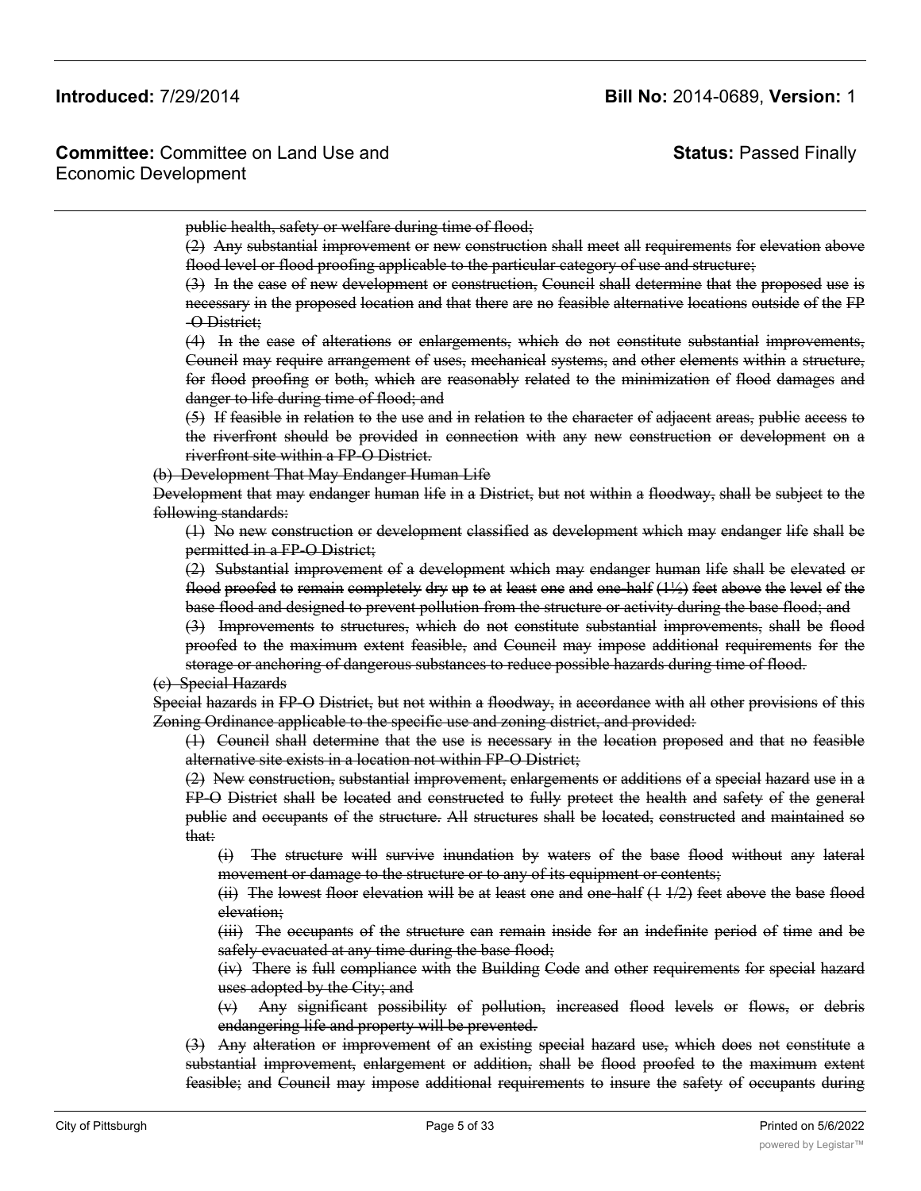~~public health, safety or welfare during time of flood;~~

~~(2) Any substantial improvement or new construction shall meet all requirements for elevation above flood level or flood proofing applicable to the particular category of use and structure;~~

~~(3) In the case of new development or construction, Council shall determine that the proposed use is necessary in the proposed location and that there are no feasible alternative locations outside of the FP-O District;~~

~~(4) In the case of alterations or enlargements, which do not constitute substantial improvements, Council may require arrangement of uses, mechanical systems, and other elements within a structure, for flood proofing or both, which are reasonably related to the minimization of flood damages and danger to life during time of flood; and~~

~~(5) If feasible in relation to the use and in relation to the character of adjacent areas, public access to the riverfront should be provided in connection with any new construction or development on a riverfront site within a FP-O District.~~

~~(b) Development That May Endanger Human Life~~

~~Development that may endanger human life in a District, but not within a floodway, shall be subject to the following standards:~~

~~(1) No new construction or development classified as development which may endanger life shall be permitted in a FP-O District;~~

~~(2) Substantial improvement of a development which may endanger human life shall be elevated or flood proofed to remain completely dry up to at least one and one-half (1½) feet above the level of the base flood and designed to prevent pollution from the structure or activity during the base flood; and~~

~~(3) Improvements to structures, which do not constitute substantial improvements, shall be flood proofed to the maximum extent feasible, and Council may impose additional requirements for the storage or anchoring of dangerous substances to reduce possible hazards during time of flood.~~

~~(c) Special Hazards~~

~~Special hazards in FP-O District, but not within a floodway, in accordance with all other provisions of this Zoning Ordinance applicable to the specific use and zoning district, and provided:~~

~~(1) Council shall determine that the use is necessary in the location proposed and that no feasible alternative site exists in a location not within FP-O District;~~

~~(2) New construction, substantial improvement, enlargements or additions of a special hazard use in a FP-O District shall be located and constructed to fully protect the health and safety of the general public and occupants of the structure. All structures shall be located, constructed and maintained so that:~~

~~(i) The structure will survive inundation by waters of the base flood without any lateral movement or damage to the structure or to any of its equipment or contents;~~

~~(ii) The lowest floor elevation will be at least one and one-half (1 1/2) feet above the base flood elevation;~~

~~(iii) The occupants of the structure can remain inside for an indefinite period of time and be safely evacuated at any time during the base flood;~~

~~(iv) There is full compliance with the Building Code and other requirements for special hazard uses adopted by the City; and~~

~~(v) Any significant possibility of pollution, increased flood levels or flows, or debris endangering life and property will be prevented.~~

~~(3) Any alteration or improvement of an existing special hazard use, which does not constitute a substantial improvement, enlargement or addition, shall be flood proofed to the maximum extent feasible; and Council may impose additional requirements to insure the safety of occupants during~~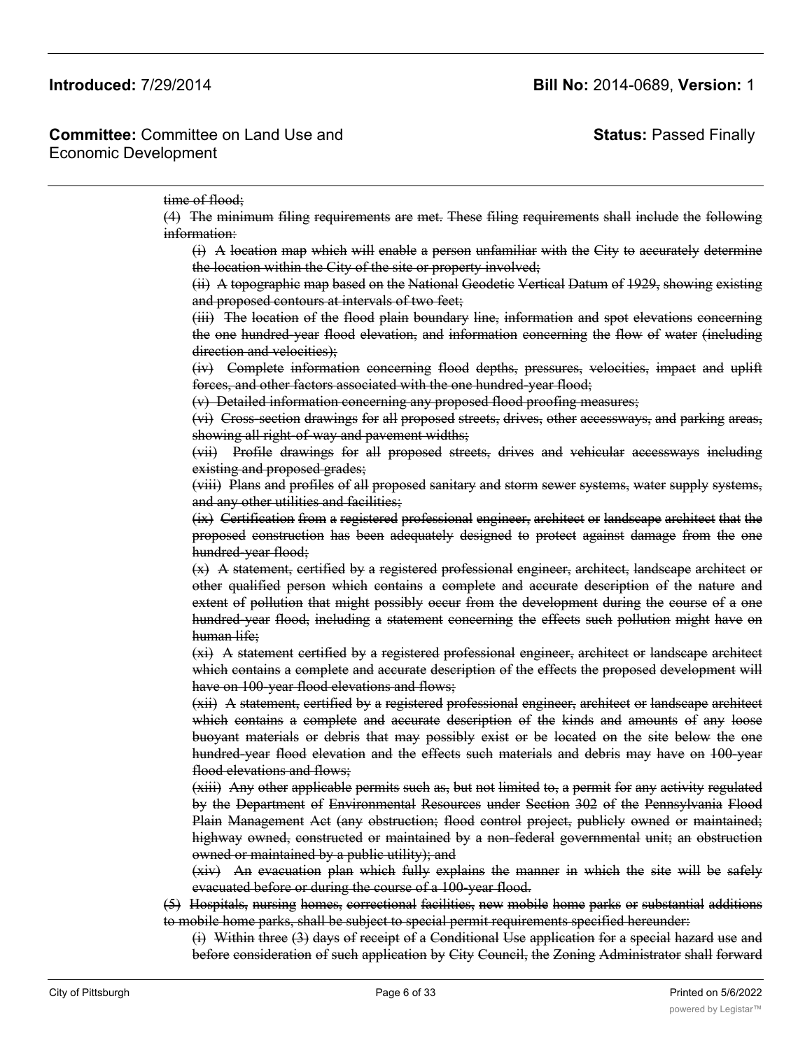~~time of flood;~~

~~(4) The minimum filing requirements are met. These filing requirements shall include the following information:~~

~~(i) A location map which will enable a person unfamiliar with the City to accurately determine the location within the City of the site or property involved;~~

~~(ii) A topographic map based on the National Geodetic Vertical Datum of 1929, showing existing and proposed contours at intervals of two feet;~~

~~(iii) The location of the flood plain boundary line, information and spot elevations concerning the one hundred-year flood elevation, and information concerning the flow of water (including direction and velocities);~~

~~(iv) Complete information concerning flood depths, pressures, velocities, impact and uplift forces, and other factors associated with the one hundred-year flood;~~

~~(v) Detailed information concerning any proposed flood proofing measures;~~

~~(vi) Cross-section drawings for all proposed streets, drives, other accessways, and parking areas, showing all right-of-way and pavement widths;~~

~~(vii) Profile drawings for all proposed streets, drives and vehicular accessways including existing and proposed grades;~~

~~(viii) Plans and profiles of all proposed sanitary and storm sewer systems, water supply systems, and any other utilities and facilities;~~

~~(ix) Certification from a registered professional engineer, architect or landscape architect that the proposed construction has been adequately designed to protect against damage from the one hundred-year flood;~~

~~(x) A statement, certified by a registered professional engineer, architect, landscape architect or other qualified person which contains a complete and accurate description of the nature and extent of pollution that might possibly occur from the development during the course of a one hundred-year flood, including a statement concerning the effects such pollution might have on human life;~~

~~(xi) A statement certified by a registered professional engineer, architect or landscape architect which contains a complete and accurate description of the effects the proposed development will have on 100-year flood elevations and flows;~~

~~(xii) A statement, certified by a registered professional engineer, architect or landscape architect which contains a complete and accurate description of the kinds and amounts of any loose buoyant materials or debris that may possibly exist or be located on the site below the one hundred-year flood elevation and the effects such materials and debris may have on 100-year flood elevations and flows;~~

~~(xiii) Any other applicable permits such as, but not limited to, a permit for any activity regulated by the Department of Environmental Resources under Section 302 of the Pennsylvania Flood Plain Management Act (any obstruction; flood control project, publicly owned or maintained; highway owned, constructed or maintained by a non-federal governmental unit; an obstruction owned or maintained by a public utility); and~~

~~(xiv) An evacuation plan which fully explains the manner in which the site will be safely evacuated before or during the course of a 100-year flood.~~

~~(5) Hospitals, nursing homes, correctional facilities, new mobile home parks or substantial additions to mobile home parks, shall be subject to special permit requirements specified hereunder:~~

~~(i) Within three (3) days of receipt of a Conditional Use application for a special hazard use and before consideration of such application by City Council, the Zoning Administrator shall forward~~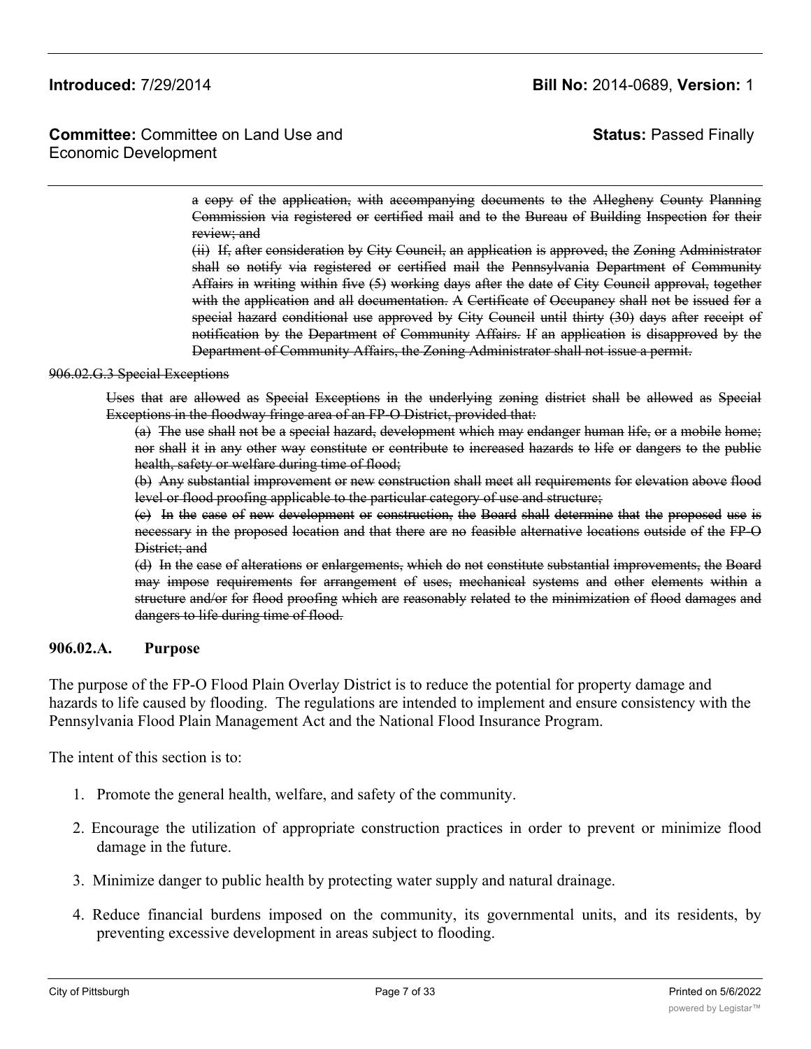~~a copy of the application, with accompanying documents to the Allegheny County Planning Commission via registered or certified mail and to the Bureau of Building Inspection for their review; and~~

~~(ii) If, after consideration by City Council, an application is approved, the Zoning Administrator shall so notify via registered or certified mail the Pennsylvania Department of Community Affairs in writing within five (5) working days after the date of City Council approval, together with the application and all documentation. A Certificate of Occupancy shall not be issued for a special hazard conditional use approved by City Council until thirty (30) days after receipt of notification by the Department of Community Affairs. If an application is disapproved by the Department of Community Affairs, the Zoning Administrator shall not issue a permit.~~

~~906.02.G.3 Special Exceptions~~

~~Uses that are allowed as Special Exceptions in the underlying zoning district shall be allowed as Special Exceptions in the floodway fringe area of an FP-O District, provided that:~~

~~(a) The use shall not be a special hazard, development which may endanger human life, or a mobile home; nor shall it in any other way constitute or contribute to increased hazards to life or dangers to the public health, safety or welfare during time of flood;~~

~~(b) Any substantial improvement or new construction shall meet all requirements for elevation above flood level or flood proofing applicable to the particular category of use and structure;~~

~~(c) In the case of new development or construction, the Board shall determine that the proposed use is necessary in the proposed location and that there are no feasible alternative locations outside of the FP-O District; and~~

~~(d) In the case of alterations or enlargements, which do not constitute substantial improvements, the Board may impose requirements for arrangement of uses, mechanical systems and other elements within a structure and/or for flood proofing which are reasonably related to the minimization of flood damages and dangers to life during time of flood.~~

**906.02.A. Purpose**

The purpose of the FP-O Flood Plain Overlay District is to reduce the potential for property damage and hazards to life caused by flooding. The regulations are intended to implement and ensure consistency with the Pennsylvania Flood Plain Management Act and the National Flood Insurance Program.

The intent of this section is to:

1. Promote the general health, welfare, and safety of the community.
2. Encourage the utilization of appropriate construction practices in order to prevent or minimize flood damage in the future.
3. Minimize danger to public health by protecting water supply and natural drainage.
4. Reduce financial burdens imposed on the community, its governmental units, and its residents, by preventing excessive development in areas subject to flooding.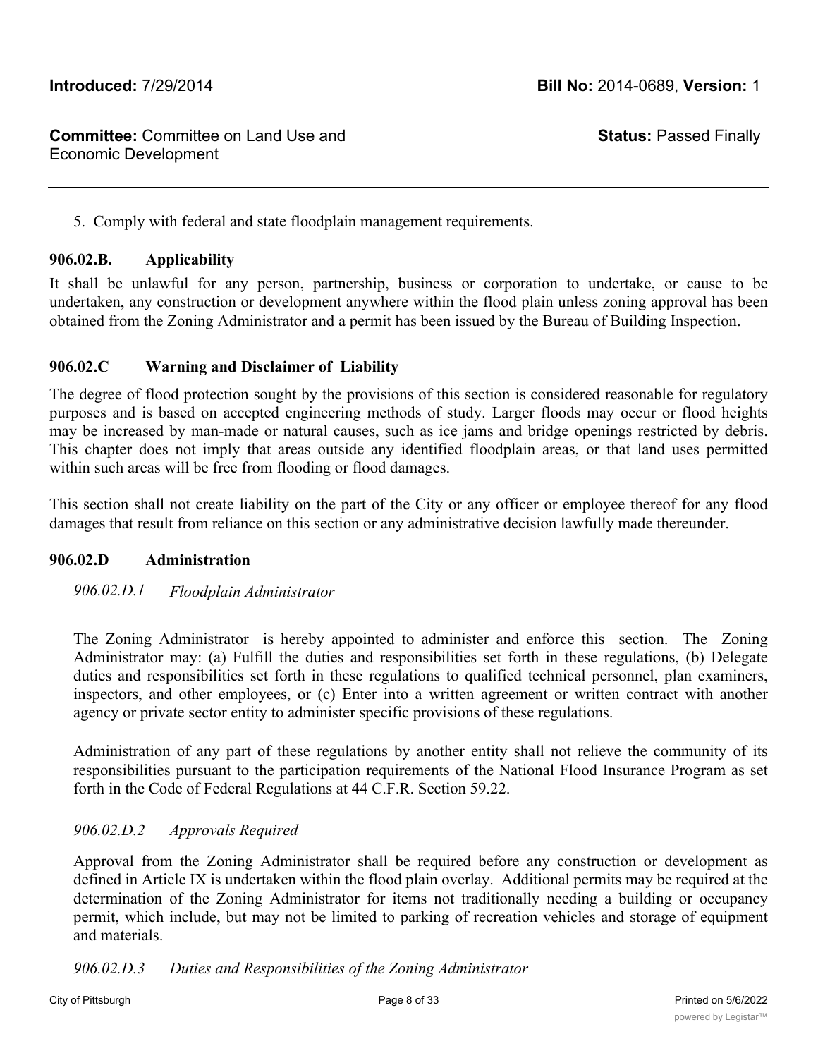5. Comply with federal and state floodplain management requirements.

### 906.02.B. Applicability

It shall be unlawful for any person, partnership, business or corporation to undertake, or cause to be undertaken, any construction or development anywhere within the flood plain unless zoning approval has been obtained from the Zoning Administrator and a permit has been issued by the Bureau of Building Inspection.

### 906.02.C Warning and Disclaimer of Liability

The degree of flood protection sought by the provisions of this section is considered reasonable for regulatory purposes and is based on accepted engineering methods of study. Larger floods may occur or flood heights may be increased by man-made or natural causes, such as ice jams and bridge openings restricted by debris. This chapter does not imply that areas outside any identified floodplain areas, or that land uses permitted within such areas will be free from flooding or flood damages.

This section shall not create liability on the part of the City or any officer or employee thereof for any flood damages that result from reliance on this section or any administrative decision lawfully made thereunder.

### 906.02.D Administration

#### *906.02.D.1 Floodplain Administrator*

The Zoning Administrator is hereby appointed to administer and enforce this section. The Zoning Administrator may: (a) Fulfill the duties and responsibilities set forth in these regulations, (b) Delegate duties and responsibilities set forth in these regulations to qualified technical personnel, plan examiners, inspectors, and other employees, or (c) Enter into a written agreement or written contract with another agency or private sector entity to administer specific provisions of these regulations.

Administration of any part of these regulations by another entity shall not relieve the community of its responsibilities pursuant to the participation requirements of the National Flood Insurance Program as set forth in the Code of Federal Regulations at 44 C.F.R. Section 59.22.

#### *906.02.D.2 Approvals Required*

Approval from the Zoning Administrator shall be required before any construction or development as defined in Article IX is undertaken within the flood plain overlay. Additional permits may be required at the determination of the Zoning Administrator for items not traditionally needing a building or occupancy permit, which include, but may not be limited to parking of recreation vehicles and storage of equipment and materials.

#### *906.02.D.3 Duties and Responsibilities of the Zoning Administrator*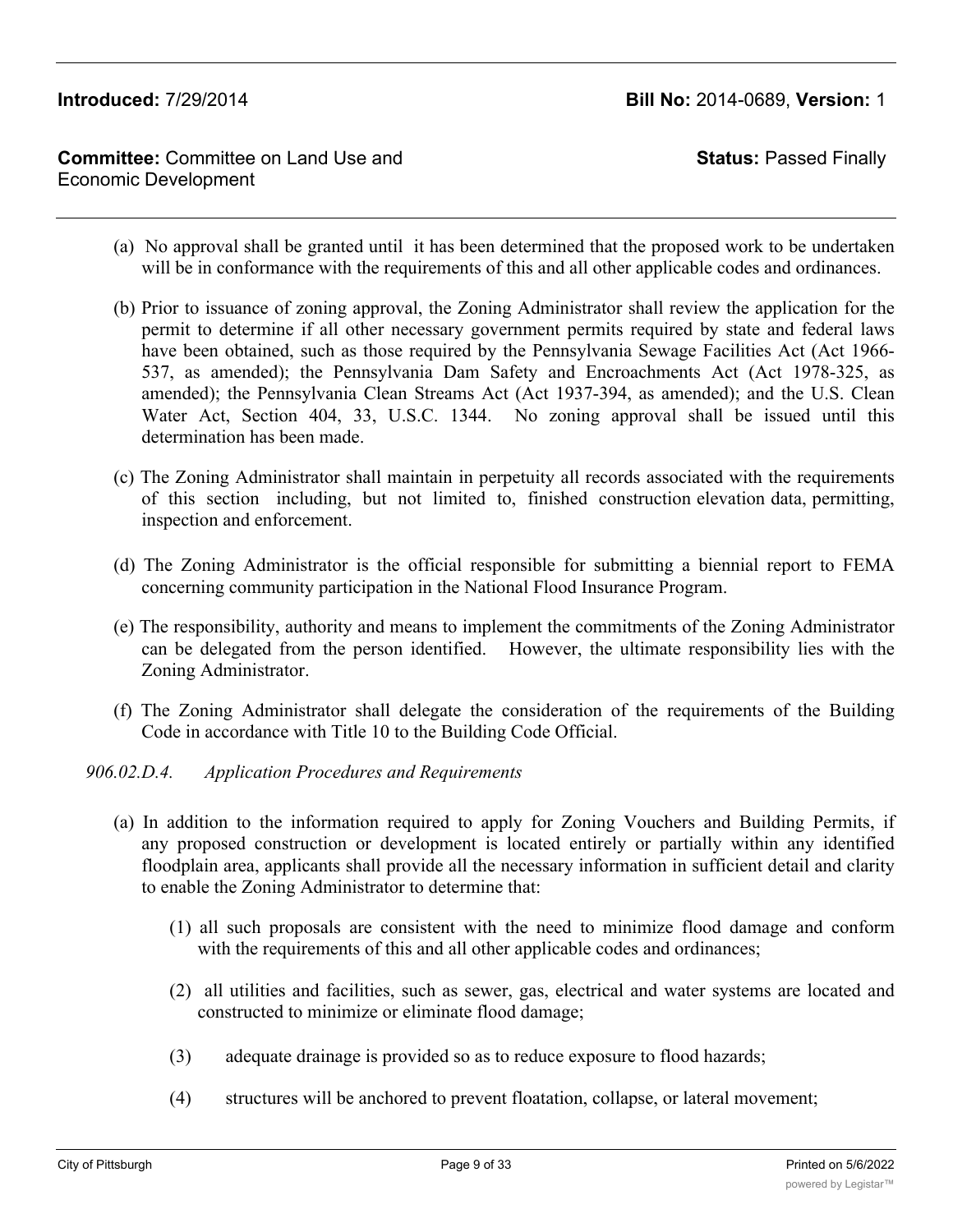(a) No approval shall be granted until it has been determined that the proposed work to be undertaken will be in conformance with the requirements of this and all other applicable codes and ordinances.

(b) Prior to issuance of zoning approval, the Zoning Administrator shall review the application for the permit to determine if all other necessary government permits required by state and federal laws have been obtained, such as those required by the Pennsylvania Sewage Facilities Act (Act 1966-537, as amended); the Pennsylvania Dam Safety and Encroachments Act (Act 1978-325, as amended); the Pennsylvania Clean Streams Act (Act 1937-394, as amended); and the U.S. Clean Water Act, Section 404, 33, U.S.C. 1344. No zoning approval shall be issued until this determination has been made.

(c) The Zoning Administrator shall maintain in perpetuity all records associated with the requirements of this section including, but not limited to, finished construction elevation data, permitting, inspection and enforcement.

(d) The Zoning Administrator is the official responsible for submitting a biennial report to FEMA concerning community participation in the National Flood Insurance Program.

(e) The responsibility, authority and means to implement the commitments of the Zoning Administrator can be delegated from the person identified. However, the ultimate responsibility lies with the Zoning Administrator.

(f) The Zoning Administrator shall delegate the consideration of the requirements of the Building Code in accordance with Title 10 to the Building Code Official.

*906.02.D.4. Application Procedures and Requirements*

(a) In addition to the information required to apply for Zoning Vouchers and Building Permits, if any proposed construction or development is located entirely or partially within any identified floodplain area, applicants shall provide all the necessary information in sufficient detail and clarity to enable the Zoning Administrator to determine that:

(1) all such proposals are consistent with the need to minimize flood damage and conform with the requirements of this and all other applicable codes and ordinances;

(2) all utilities and facilities, such as sewer, gas, electrical and water systems are located and constructed to minimize or eliminate flood damage;

(3) adequate drainage is provided so as to reduce exposure to flood hazards;

(4) structures will be anchored to prevent floatation, collapse, or lateral movement;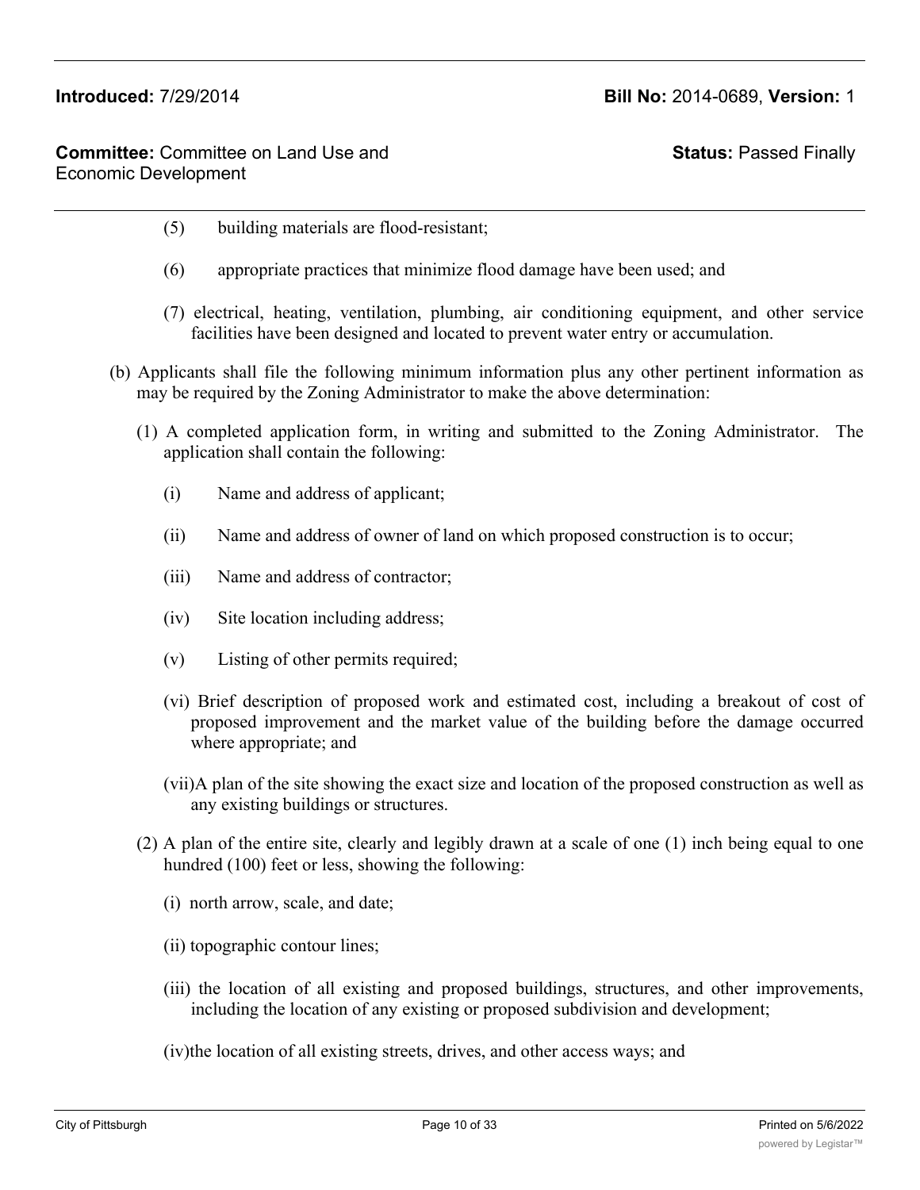(5) building materials are flood-resistant;

(6) appropriate practices that minimize flood damage have been used; and

(7) electrical, heating, ventilation, plumbing, air conditioning equipment, and other service facilities have been designed and located to prevent water entry or accumulation.

(b) Applicants shall file the following minimum information plus any other pertinent information as may be required by the Zoning Administrator to make the above determination:

(1) A completed application form, in writing and submitted to the Zoning Administrator. The application shall contain the following:

(i) Name and address of applicant;

(ii) Name and address of owner of land on which proposed construction is to occur;

(iii) Name and address of contractor;

(iv) Site location including address;

(v) Listing of other permits required;

(vi) Brief description of proposed work and estimated cost, including a breakout of cost of proposed improvement and the market value of the building before the damage occurred where appropriate; and

(vii)A plan of the site showing the exact size and location of the proposed construction as well as any existing buildings or structures.

(2) A plan of the entire site, clearly and legibly drawn at a scale of one (1) inch being equal to one hundred (100) feet or less, showing the following:

(i) north arrow, scale, and date;

(ii) topographic contour lines;

(iii) the location of all existing and proposed buildings, structures, and other improvements, including the location of any existing or proposed subdivision and development;

(iv)the location of all existing streets, drives, and other access ways; and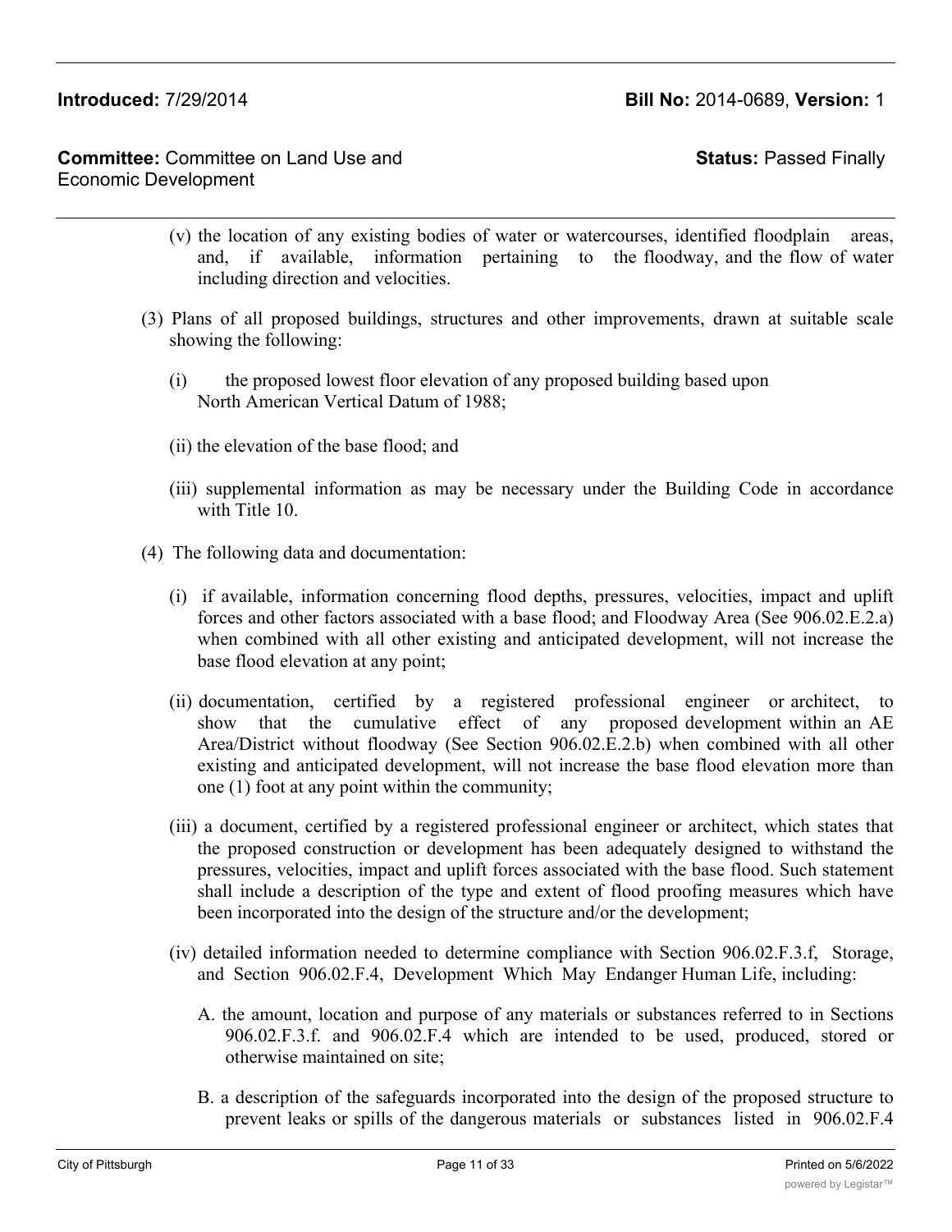(v) the location of any existing bodies of water or watercourses, identified floodplain areas, and, if available, information pertaining to the floodway, and the flow of water including direction and velocities.

(3) Plans of all proposed buildings, structures and other improvements, drawn at suitable scale showing the following:

(i) the proposed lowest floor elevation of any proposed building based upon North American Vertical Datum of 1988;

(ii) the elevation of the base flood; and

(iii) supplemental information as may be necessary under the Building Code in accordance with Title 10.

(4) The following data and documentation:

(i) if available, information concerning flood depths, pressures, velocities, impact and uplift forces and other factors associated with a base flood; and Floodway Area (See 906.02.E.2.a) when combined with all other existing and anticipated development, will not increase the base flood elevation at any point;

(ii) documentation, certified by a registered professional engineer or architect, to show that the cumulative effect of any proposed development within an AE Area/District without floodway (See Section 906.02.E.2.b) when combined with all other existing and anticipated development, will not increase the base flood elevation more than one (1) foot at any point within the community;

(iii) a document, certified by a registered professional engineer or architect, which states that the proposed construction or development has been adequately designed to withstand the pressures, velocities, impact and uplift forces associated with the base flood. Such statement shall include a description of the type and extent of flood proofing measures which have been incorporated into the design of the structure and/or the development;

(iv) detailed information needed to determine compliance with Section 906.02.F.3.f, Storage, and Section 906.02.F.4, Development Which May Endanger Human Life, including:

A. the amount, location and purpose of any materials or substances referred to in Sections 906.02.F.3.f. and 906.02.F.4 which are intended to be used, produced, stored or otherwise maintained on site;

B. a description of the safeguards incorporated into the design of the proposed structure to prevent leaks or spills of the dangerous materials or substances listed in 906.02.F.4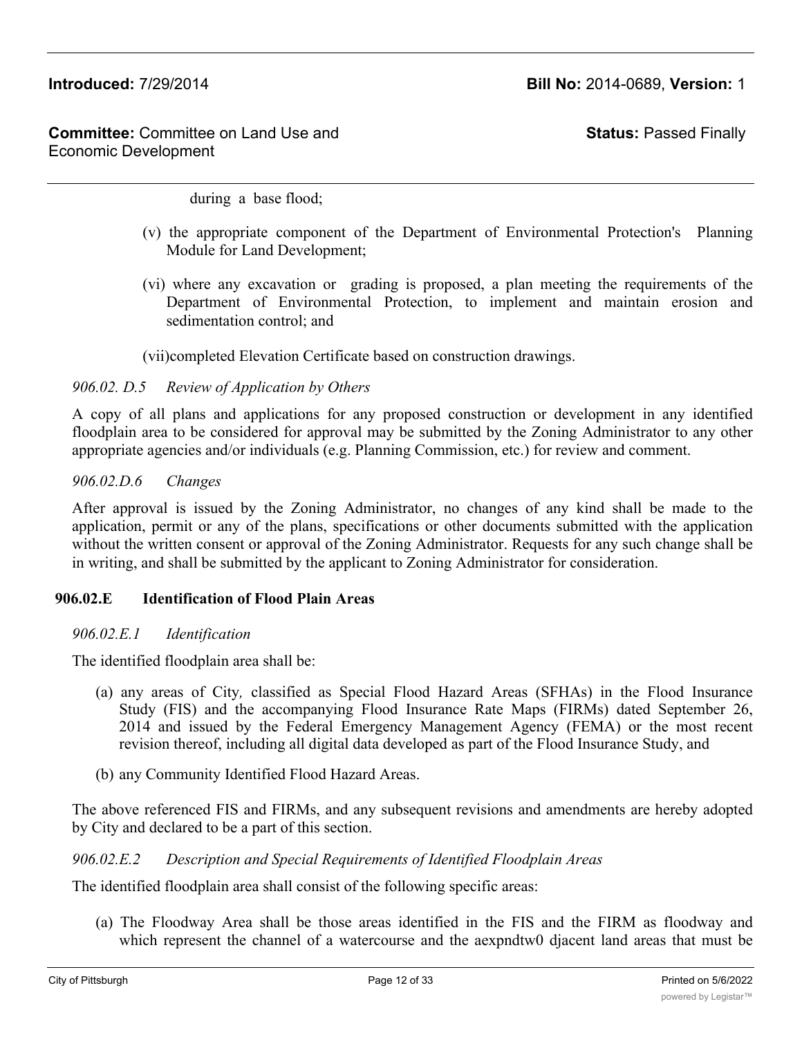during a base flood;

(v) the appropriate component of the Department of Environmental Protection's Planning Module for Land Development;

(vi) where any excavation or grading is proposed, a plan meeting the requirements of the Department of Environmental Protection, to implement and maintain erosion and sedimentation control; and

(vii)completed Elevation Certificate based on construction drawings.

*906.02. D.5 Review of Application by Others*

A copy of all plans and applications for any proposed construction or development in any identified floodplain area to be considered for approval may be submitted by the Zoning Administrator to any other appropriate agencies and/or individuals (e.g. Planning Commission, etc.) for review and comment.

*906.02.D.6 Changes*

After approval is issued by the Zoning Administrator, no changes of any kind shall be made to the application, permit or any of the plans, specifications or other documents submitted with the application without the written consent or approval of the Zoning Administrator. Requests for any such change shall be in writing, and shall be submitted by the applicant to Zoning Administrator for consideration.

**906.02.E Identification of Flood Plain Areas**

*906.02.E.1 Identification*

The identified floodplain area shall be:

(a) any areas of City*,* classified as Special Flood Hazard Areas (SFHAs) in the Flood Insurance Study (FIS) and the accompanying Flood Insurance Rate Maps (FIRMs) dated September 26, 2014 and issued by the Federal Emergency Management Agency (FEMA) or the most recent revision thereof, including all digital data developed as part of the Flood Insurance Study, and

(b) any Community Identified Flood Hazard Areas.

The above referenced FIS and FIRMs, and any subsequent revisions and amendments are hereby adopted by City and declared to be a part of this section.

*906.02.E.2 Description and Special Requirements of Identified Floodplain Areas*

The identified floodplain area shall consist of the following specific areas:

(a) The Floodway Area shall be those areas identified in the FIS and the FIRM as floodway and which represent the channel of a watercourse and the aexpndtw0 djacent land areas that must be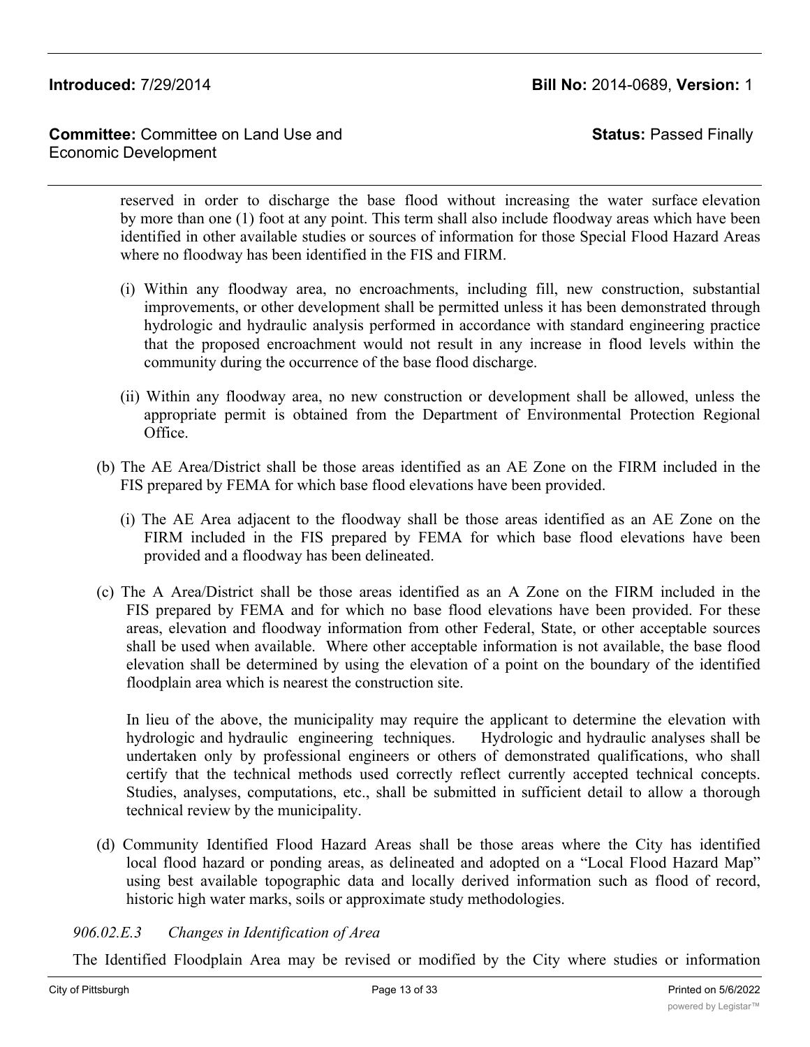reserved in order to discharge the base flood without increasing the water surface elevation by more than one (1) foot at any point. This term shall also include floodway areas which have been identified in other available studies or sources of information for those Special Flood Hazard Areas where no floodway has been identified in the FIS and FIRM.

(i) Within any floodway area, no encroachments, including fill, new construction, substantial improvements, or other development shall be permitted unless it has been demonstrated through hydrologic and hydraulic analysis performed in accordance with standard engineering practice that the proposed encroachment would not result in any increase in flood levels within the community during the occurrence of the base flood discharge.

(ii) Within any floodway area, no new construction or development shall be allowed, unless the appropriate permit is obtained from the Department of Environmental Protection Regional Office.

(b) The AE Area/District shall be those areas identified as an AE Zone on the FIRM included in the FIS prepared by FEMA for which base flood elevations have been provided.

(i) The AE Area adjacent to the floodway shall be those areas identified as an AE Zone on the FIRM included in the FIS prepared by FEMA for which base flood elevations have been provided and a floodway has been delineated.

(c) The A Area/District shall be those areas identified as an A Zone on the FIRM included in the FIS prepared by FEMA and for which no base flood elevations have been provided. For these areas, elevation and floodway information from other Federal, State, or other acceptable sources shall be used when available. Where other acceptable information is not available, the base flood elevation shall be determined by using the elevation of a point on the boundary of the identified floodplain area which is nearest the construction site.

In lieu of the above, the municipality may require the applicant to determine the elevation with hydrologic and hydraulic engineering techniques. Hydrologic and hydraulic analyses shall be undertaken only by professional engineers or others of demonstrated qualifications, who shall certify that the technical methods used correctly reflect currently accepted technical concepts. Studies, analyses, computations, etc., shall be submitted in sufficient detail to allow a thorough technical review by the municipality.

(d) Community Identified Flood Hazard Areas shall be those areas where the City has identified local flood hazard or ponding areas, as delineated and adopted on a "Local Flood Hazard Map" using best available topographic data and locally derived information such as flood of record, historic high water marks, soils or approximate study methodologies.

*906.02.E.3 Changes in Identification of Area*

The Identified Floodplain Area may be revised or modified by the City where studies or information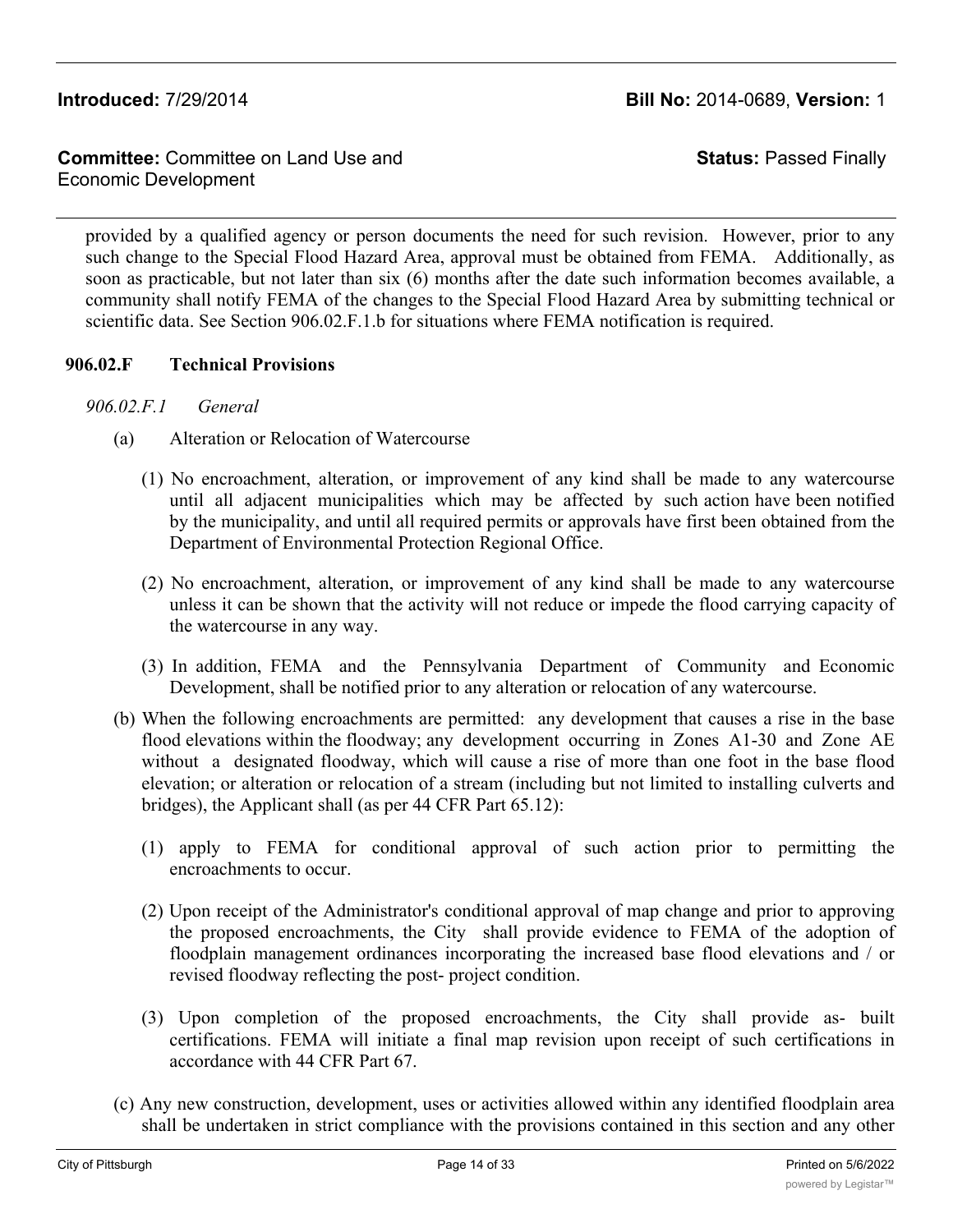provided by a qualified agency or person documents the need for such revision. However, prior to any such change to the Special Flood Hazard Area, approval must be obtained from FEMA. Additionally, as soon as practicable, but not later than six (6) months after the date such information becomes available, a community shall notify FEMA of the changes to the Special Flood Hazard Area by submitting technical or scientific data. See Section 906.02.F.1.b for situations where FEMA notification is required.

**906.02.F Technical Provisions**

*906.02.F.1 General*

(a) Alteration or Relocation of Watercourse

(1) No encroachment, alteration, or improvement of any kind shall be made to any watercourse until all adjacent municipalities which may be affected by such action have been notified by the municipality, and until all required permits or approvals have first been obtained from the Department of Environmental Protection Regional Office.

(2) No encroachment, alteration, or improvement of any kind shall be made to any watercourse unless it can be shown that the activity will not reduce or impede the flood carrying capacity of the watercourse in any way.

(3) In addition, FEMA and the Pennsylvania Department of Community and Economic Development, shall be notified prior to any alteration or relocation of any watercourse.

(b) When the following encroachments are permitted: any development that causes a rise in the base flood elevations within the floodway; any development occurring in Zones A1-30 and Zone AE without a designated floodway, which will cause a rise of more than one foot in the base flood elevation; or alteration or relocation of a stream (including but not limited to installing culverts and bridges), the Applicant shall (as per 44 CFR Part 65.12):

(1) apply to FEMA for conditional approval of such action prior to permitting the encroachments to occur.

(2) Upon receipt of the Administrator's conditional approval of map change and prior to approving the proposed encroachments, the City shall provide evidence to FEMA of the adoption of floodplain management ordinances incorporating the increased base flood elevations and / or revised floodway reflecting the post- project condition.

(3) Upon completion of the proposed encroachments, the City shall provide as- built certifications. FEMA will initiate a final map revision upon receipt of such certifications in accordance with 44 CFR Part 67.

(c) Any new construction, development, uses or activities allowed within any identified floodplain area shall be undertaken in strict compliance with the provisions contained in this section and any other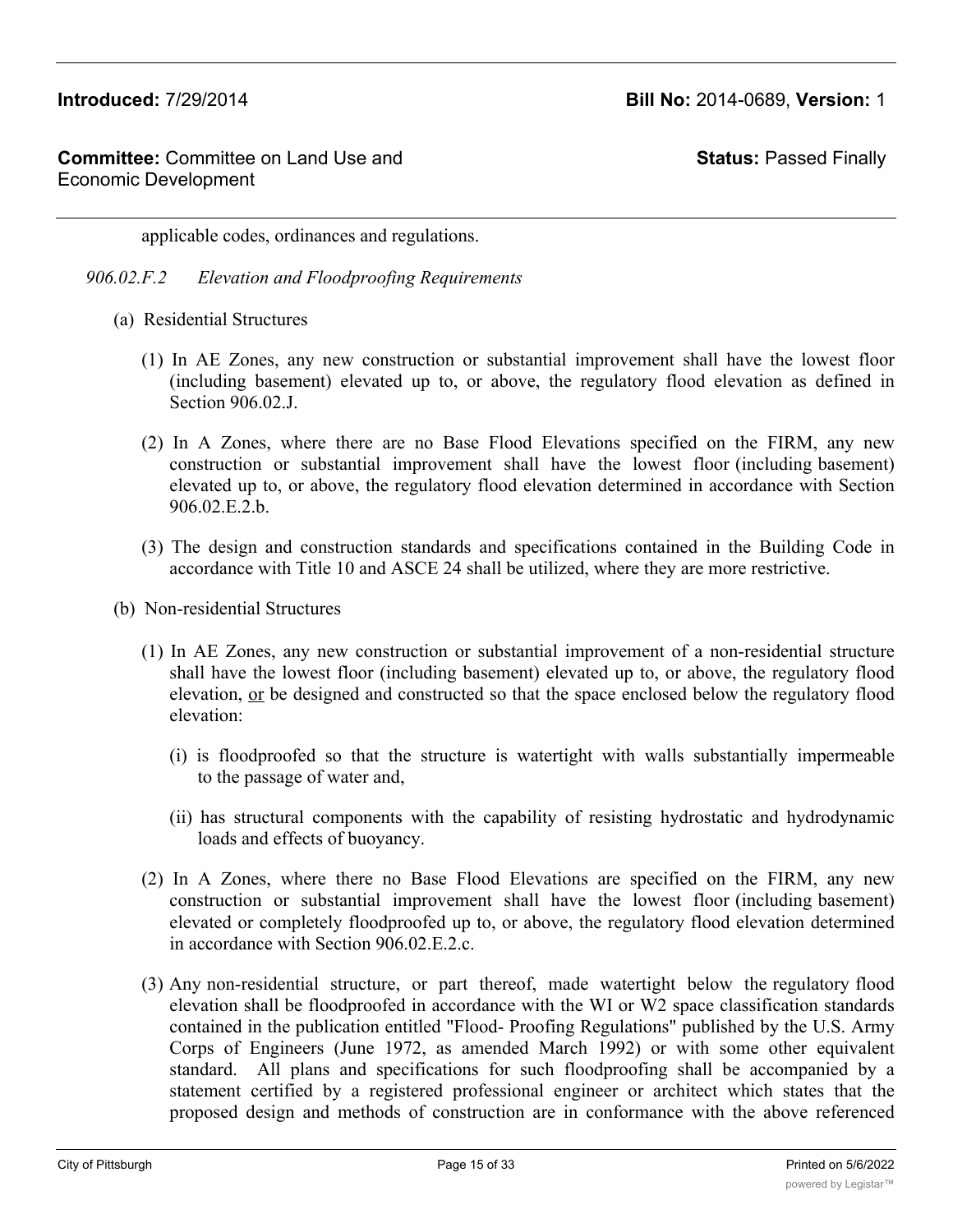applicable codes, ordinances and regulations.

*906.02.F.2 Elevation and Floodproofing Requirements*

(a) Residential Structures

(1) In AE Zones, any new construction or substantial improvement shall have the lowest floor (including basement) elevated up to, or above, the regulatory flood elevation as defined in Section 906.02.J.

(2) In A Zones, where there are no Base Flood Elevations specified on the FIRM, any new construction or substantial improvement shall have the lowest floor (including basement) elevated up to, or above, the regulatory flood elevation determined in accordance with Section 906.02.E.2.b.

(3) The design and construction standards and specifications contained in the Building Code in accordance with Title 10 and ASCE 24 shall be utilized, where they are more restrictive.

(b) Non-residential Structures

(1) In AE Zones, any new construction or substantial improvement of a non-residential structure shall have the lowest floor (including basement) elevated up to, or above, the regulatory flood elevation, <u>or</u> be designed and constructed so that the space enclosed below the regulatory flood elevation:

(i) is floodproofed so that the structure is watertight with walls substantially impermeable to the passage of water and,

(ii) has structural components with the capability of resisting hydrostatic and hydrodynamic loads and effects of buoyancy.

(2) In A Zones, where there no Base Flood Elevations are specified on the FIRM, any new construction or substantial improvement shall have the lowest floor (including basement) elevated or completely floodproofed up to, or above, the regulatory flood elevation determined in accordance with Section 906.02.E.2.c.

(3) Any non-residential structure, or part thereof, made watertight below the regulatory flood elevation shall be floodproofed in accordance with the WI or W2 space classification standards contained in the publication entitled "Flood- Proofing Regulations" published by the U.S. Army Corps of Engineers (June 1972, as amended March 1992) or with some other equivalent standard. All plans and specifications for such floodproofing shall be accompanied by a statement certified by a registered professional engineer or architect which states that the proposed design and methods of construction are in conformance with the above referenced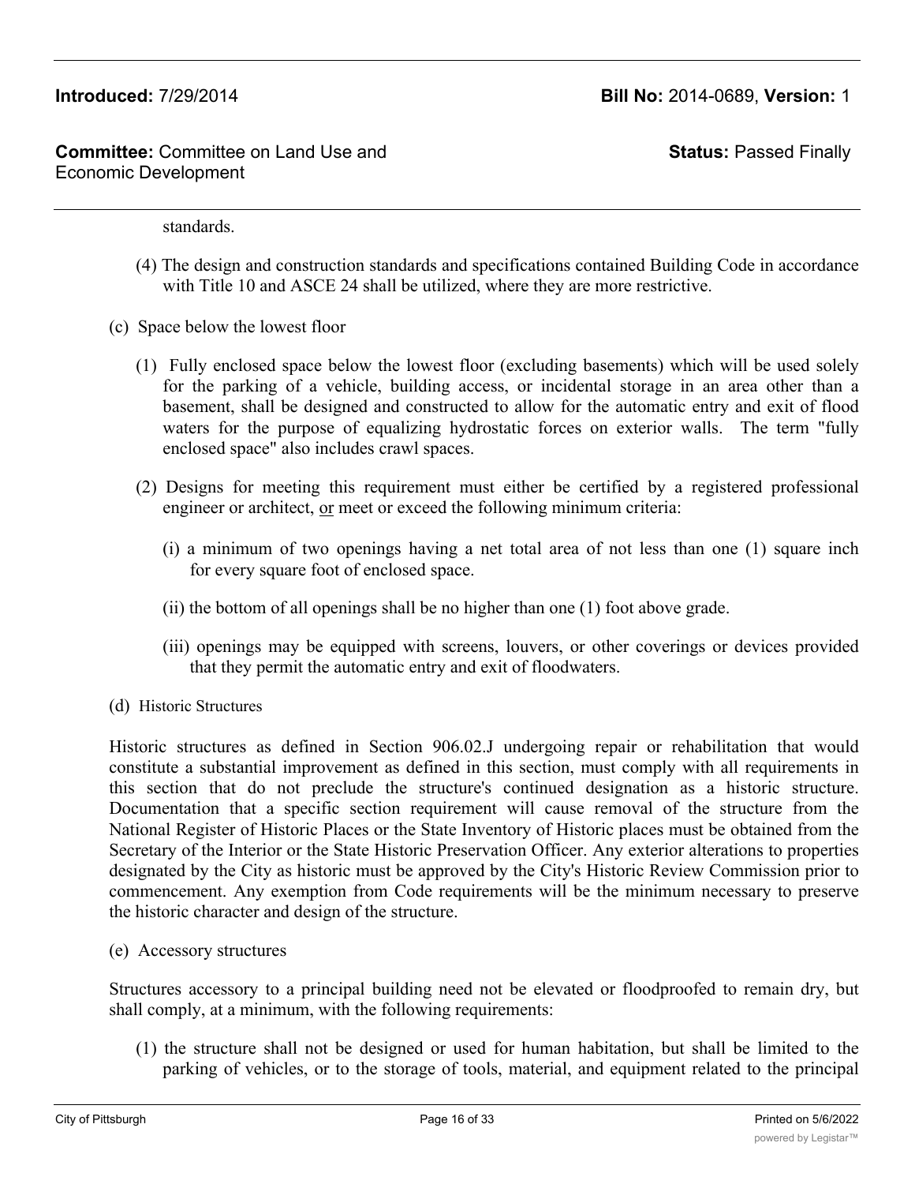standards.

(4) The design and construction standards and specifications contained Building Code in accordance with Title 10 and ASCE 24 shall be utilized, where they are more restrictive.

(c) Space below the lowest floor

(1) Fully enclosed space below the lowest floor (excluding basements) which will be used solely for the parking of a vehicle, building access, or incidental storage in an area other than a basement, shall be designed and constructed to allow for the automatic entry and exit of flood waters for the purpose of equalizing hydrostatic forces on exterior walls. The term "fully enclosed space" also includes crawl spaces.

(2) Designs for meeting this requirement must either be certified by a registered professional engineer or architect, or meet or exceed the following minimum criteria:

(i) a minimum of two openings having a net total area of not less than one (1) square inch for every square foot of enclosed space.

(ii) the bottom of all openings shall be no higher than one (1) foot above grade.

(iii) openings may be equipped with screens, louvers, or other coverings or devices provided that they permit the automatic entry and exit of floodwaters.

(d) Historic Structures

Historic structures as defined in Section 906.02.J undergoing repair or rehabilitation that would constitute a substantial improvement as defined in this section, must comply with all requirements in this section that do not preclude the structure's continued designation as a historic structure. Documentation that a specific section requirement will cause removal of the structure from the National Register of Historic Places or the State Inventory of Historic places must be obtained from the Secretary of the Interior or the State Historic Preservation Officer. Any exterior alterations to properties designated by the City as historic must be approved by the City's Historic Review Commission prior to commencement. Any exemption from Code requirements will be the minimum necessary to preserve the historic character and design of the structure.

(e) Accessory structures

Structures accessory to a principal building need not be elevated or floodproofed to remain dry, but shall comply, at a minimum, with the following requirements:

(1) the structure shall not be designed or used for human habitation, but shall be limited to the parking of vehicles, or to the storage of tools, material, and equipment related to the principal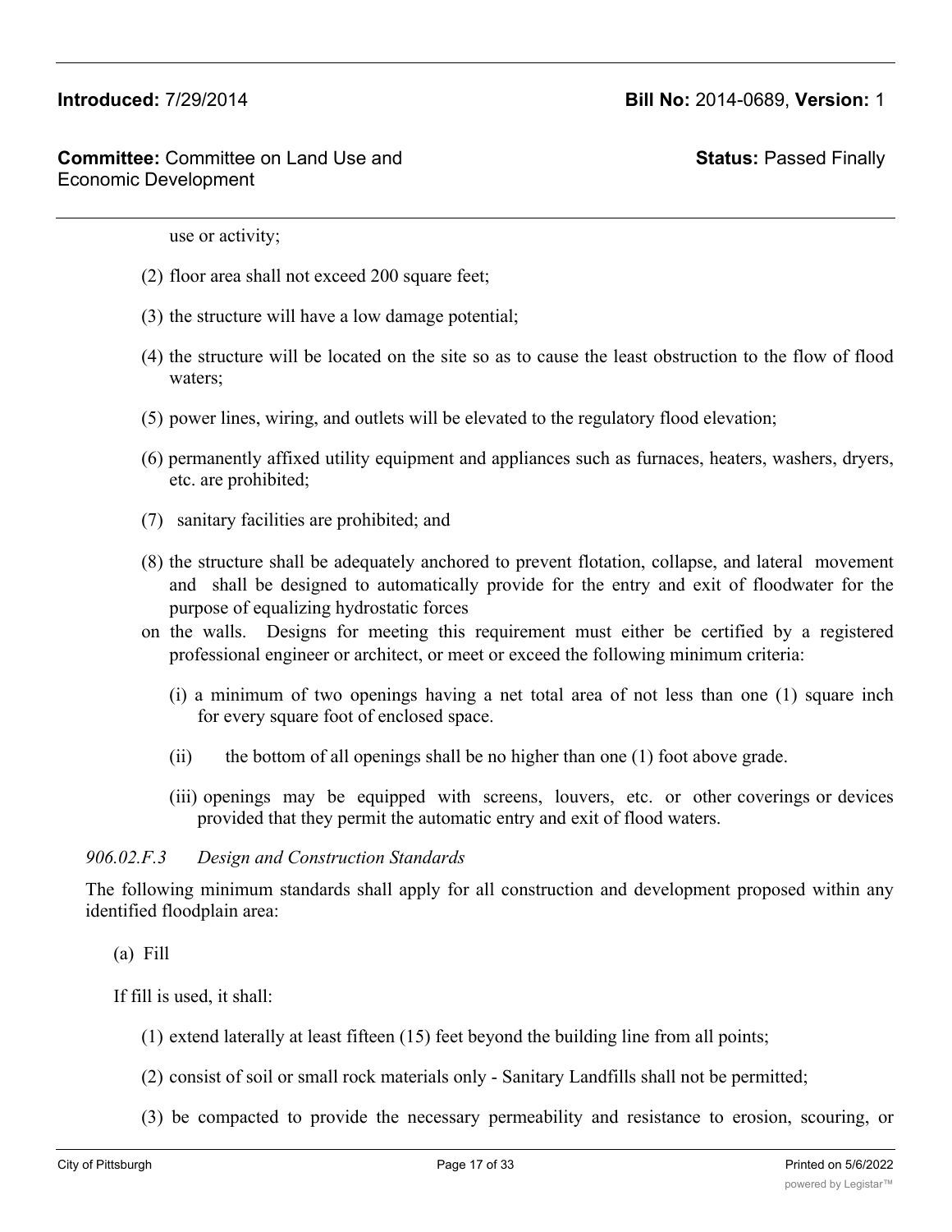use or activity;

(2) floor area shall not exceed 200 square feet;

(3) the structure will have a low damage potential;

(4) the structure will be located on the site so as to cause the least obstruction to the flow of flood waters;

(5) power lines, wiring, and outlets will be elevated to the regulatory flood elevation;

(6) permanently affixed utility equipment and appliances such as furnaces, heaters, washers, dryers, etc. are prohibited;

(7) sanitary facilities are prohibited; and

(8) the structure shall be adequately anchored to prevent flotation, collapse, and lateral movement and shall be designed to automatically provide for the entry and exit of floodwater for the purpose of equalizing hydrostatic forces on the walls. Designs for meeting this requirement must either be certified by a registered professional engineer or architect, or meet or exceed the following minimum criteria:

(i) a minimum of two openings having a net total area of not less than one (1) square inch for every square foot of enclosed space.

(ii) the bottom of all openings shall be no higher than one (1) foot above grade.

(iii) openings may be equipped with screens, louvers, etc. or other coverings or devices provided that they permit the automatic entry and exit of flood waters.

*906.02.F.3 Design and Construction Standards*

The following minimum standards shall apply for all construction and development proposed within any identified floodplain area:

(a) Fill

If fill is used, it shall:

(1) extend laterally at least fifteen (15) feet beyond the building line from all points;

(2) consist of soil or small rock materials only - Sanitary Landfills shall not be permitted;

(3) be compacted to provide the necessary permeability and resistance to erosion, scouring, or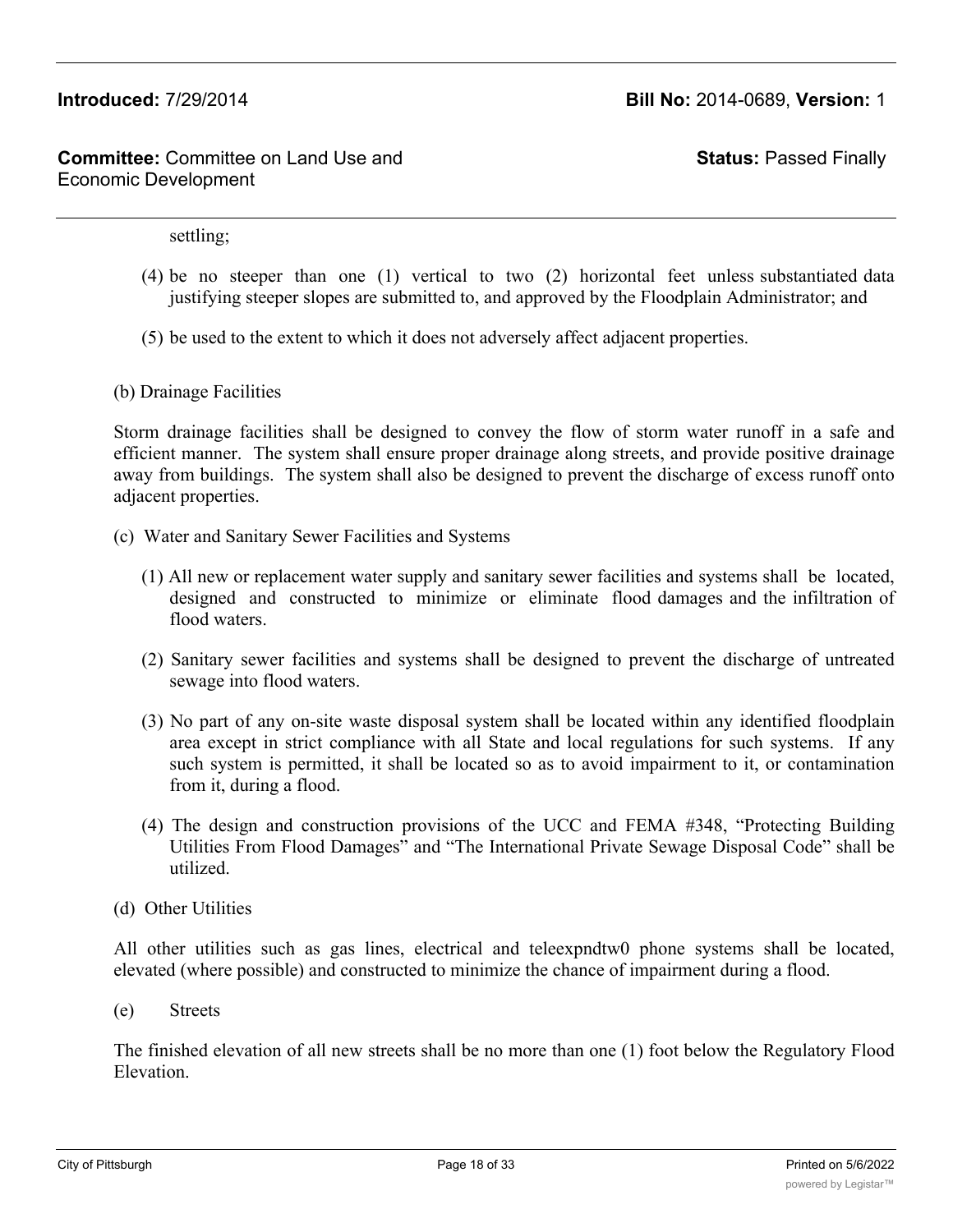settling;

(4) be no steeper than one (1) vertical to two (2) horizontal feet unless substantiated data justifying steeper slopes are submitted to, and approved by the Floodplain Administrator; and

(5) be used to the extent to which it does not adversely affect adjacent properties.

(b) Drainage Facilities

Storm drainage facilities shall be designed to convey the flow of storm water runoff in a safe and efficient manner. The system shall ensure proper drainage along streets, and provide positive drainage away from buildings. The system shall also be designed to prevent the discharge of excess runoff onto adjacent properties.

(c) Water and Sanitary Sewer Facilities and Systems

(1) All new or replacement water supply and sanitary sewer facilities and systems shall be located, designed and constructed to minimize or eliminate flood damages and the infiltration of flood waters.

(2) Sanitary sewer facilities and systems shall be designed to prevent the discharge of untreated sewage into flood waters.

(3) No part of any on-site waste disposal system shall be located within any identified floodplain area except in strict compliance with all State and local regulations for such systems. If any such system is permitted, it shall be located so as to avoid impairment to it, or contamination from it, during a flood.

(4) The design and construction provisions of the UCC and FEMA #348, "Protecting Building Utilities From Flood Damages" and "The International Private Sewage Disposal Code" shall be utilized.

(d) Other Utilities

All other utilities such as gas lines, electrical and teleexpndtw0 phone systems shall be located, elevated (where possible) and constructed to minimize the chance of impairment during a flood.

(e) Streets

The finished elevation of all new streets shall be no more than one (1) foot below the Regulatory Flood Elevation.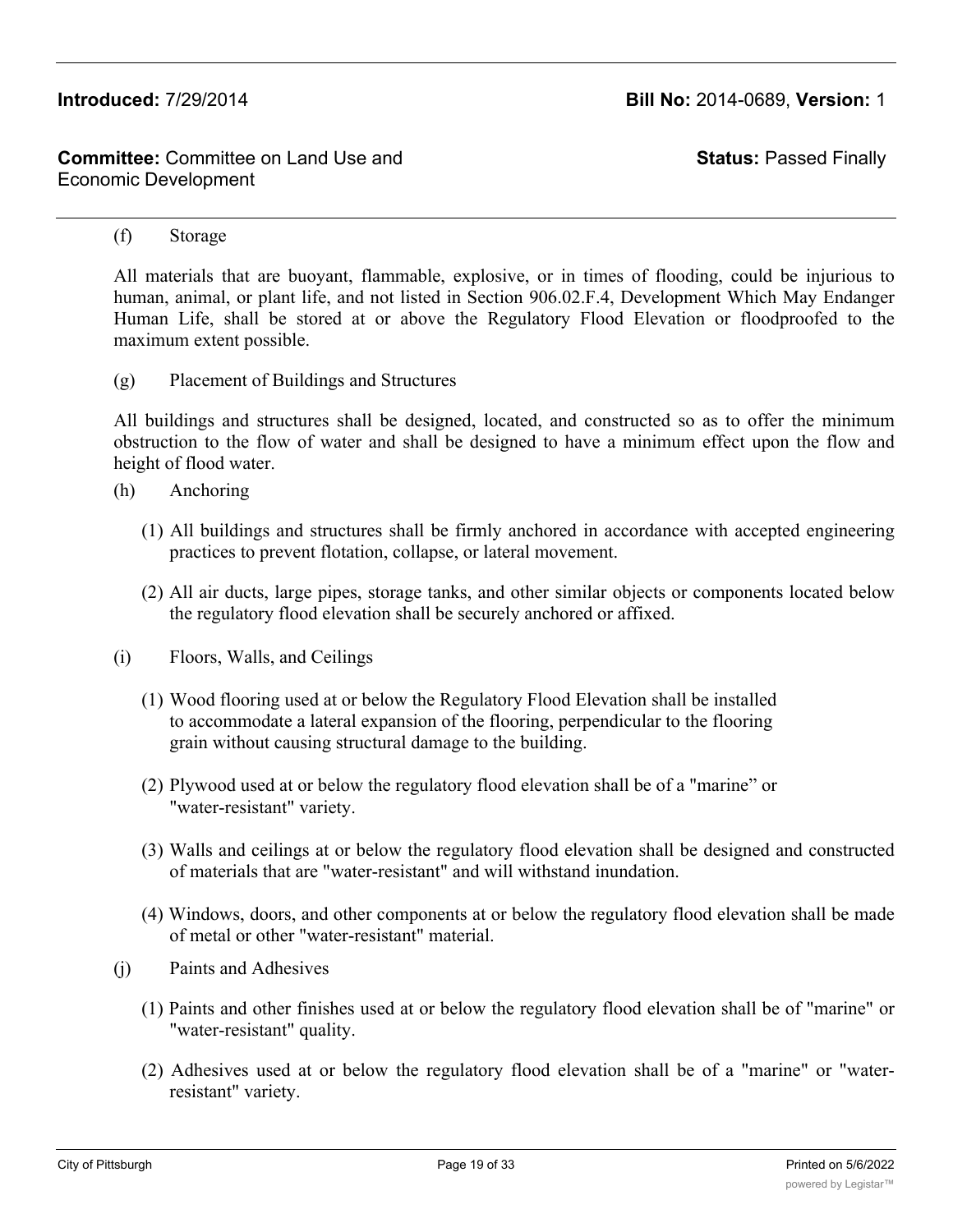(f) Storage

All materials that are buoyant, flammable, explosive, or in times of flooding, could be injurious to human, animal, or plant life, and not listed in Section 906.02.F.4, Development Which May Endanger Human Life, shall be stored at or above the Regulatory Flood Elevation or floodproofed to the maximum extent possible.

(g) Placement of Buildings and Structures

All buildings and structures shall be designed, located, and constructed so as to offer the minimum obstruction to the flow of water and shall be designed to have a minimum effect upon the flow and height of flood water.

(h) Anchoring

(1) All buildings and structures shall be firmly anchored in accordance with accepted engineering practices to prevent flotation, collapse, or lateral movement.

(2) All air ducts, large pipes, storage tanks, and other similar objects or components located below the regulatory flood elevation shall be securely anchored or affixed.

(i) Floors, Walls, and Ceilings

(1) Wood flooring used at or below the Regulatory Flood Elevation shall be installed to accommodate a lateral expansion of the flooring, perpendicular to the flooring grain without causing structural damage to the building.

(2) Plywood used at or below the regulatory flood elevation shall be of a "marine" or "water-resistant" variety.

(3) Walls and ceilings at or below the regulatory flood elevation shall be designed and constructed of materials that are "water-resistant" and will withstand inundation.

(4) Windows, doors, and other components at or below the regulatory flood elevation shall be made of metal or other "water-resistant" material.

(j) Paints and Adhesives

(1) Paints and other finishes used at or below the regulatory flood elevation shall be of "marine" or "water-resistant" quality.

(2) Adhesives used at or below the regulatory flood elevation shall be of a "marine" or "water-resistant" variety.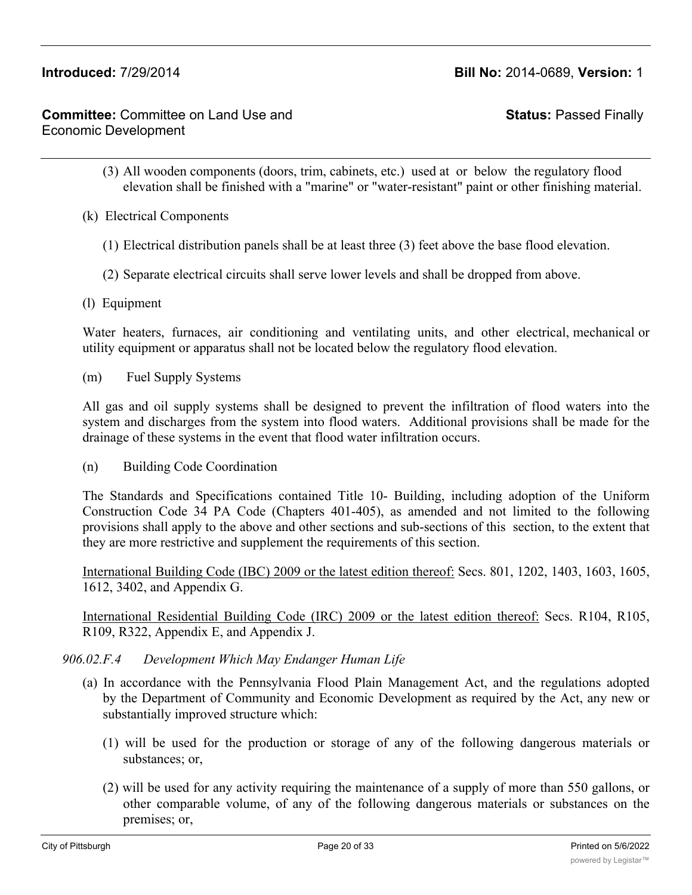(3) All wooden components (doors, trim, cabinets, etc.) used at or below the regulatory flood elevation shall be finished with a "marine" or "water-resistant" paint or other finishing material.

(k) Electrical Components

(1) Electrical distribution panels shall be at least three (3) feet above the base flood elevation.

(2) Separate electrical circuits shall serve lower levels and shall be dropped from above.

(l) Equipment

Water heaters, furnaces, air conditioning and ventilating units, and other electrical, mechanical or utility equipment or apparatus shall not be located below the regulatory flood elevation.

(m) Fuel Supply Systems

All gas and oil supply systems shall be designed to prevent the infiltration of flood waters into the system and discharges from the system into flood waters. Additional provisions shall be made for the drainage of these systems in the event that flood water infiltration occurs.

(n) Building Code Coordination

The Standards and Specifications contained Title 10- Building, including adoption of the Uniform Construction Code 34 PA Code (Chapters 401-405), as amended and not limited to the following provisions shall apply to the above and other sections and sub-sections of this section, to the extent that they are more restrictive and supplement the requirements of this section.

<u>International Building Code (IBC) 2009 or the latest edition thereof:</u> Secs. 801, 1202, 1403, 1603, 1605, 1612, 3402, and Appendix G.

<u>International Residential Building Code (IRC) 2009 or the latest edition thereof:</u> Secs. R104, R105, R109, R322, Appendix E, and Appendix J.

*906.02.F.4 Development Which May Endanger Human Life*

(a) In accordance with the Pennsylvania Flood Plain Management Act, and the regulations adopted by the Department of Community and Economic Development as required by the Act, any new or substantially improved structure which:

(1) will be used for the production or storage of any of the following dangerous materials or substances; or,

(2) will be used for any activity requiring the maintenance of a supply of more than 550 gallons, or other comparable volume, of any of the following dangerous materials or substances on the premises; or,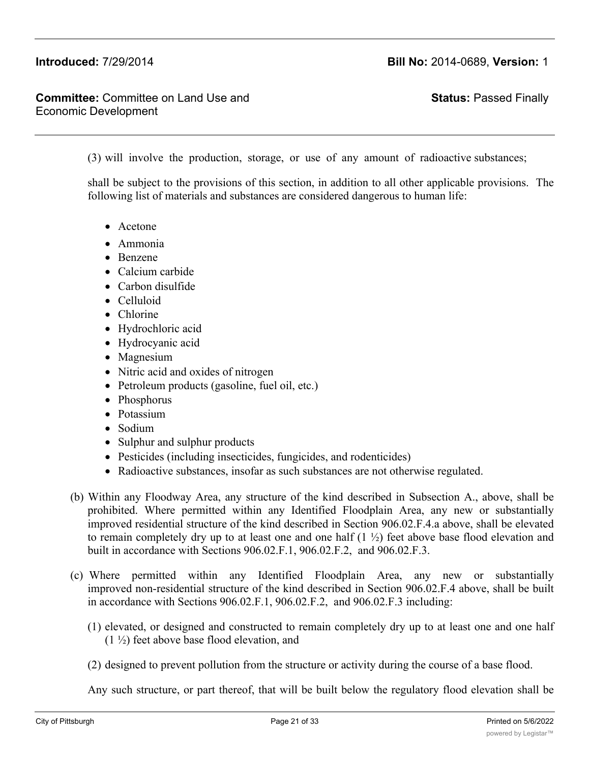(3) will involve the production, storage, or use of any amount of radioactive substances;

shall be subject to the provisions of this section, in addition to all other applicable provisions. The following list of materials and substances are considered dangerous to human life:

- Acetone
- Ammonia
- Benzene
- Calcium carbide
- Carbon disulfide
- Celluloid
- Chlorine
- Hydrochloric acid
- Hydrocyanic acid
- Magnesium
- Nitric acid and oxides of nitrogen
- Petroleum products (gasoline, fuel oil, etc.)
- Phosphorus
- Potassium
- Sodium
- Sulphur and sulphur products
- Pesticides (including insecticides, fungicides, and rodenticides)
- Radioactive substances, insofar as such substances are not otherwise regulated.

(b) Within any Floodway Area, any structure of the kind described in Subsection A., above, shall be prohibited. Where permitted within any Identified Floodplain Area, any new or substantially improved residential structure of the kind described in Section 906.02.F.4.a above, shall be elevated to remain completely dry up to at least one and one half (1 ½) feet above base flood elevation and built in accordance with Sections 906.02.F.1, 906.02.F.2, and 906.02.F.3.

(c) Where permitted within any Identified Floodplain Area, any new or substantially improved non-residential structure of the kind described in Section 906.02.F.4 above, shall be built in accordance with Sections 906.02.F.1, 906.02.F.2, and 906.02.F.3 including:

(1) elevated, or designed and constructed to remain completely dry up to at least one and one half (1 ½) feet above base flood elevation, and

(2) designed to prevent pollution from the structure or activity during the course of a base flood.

Any such structure, or part thereof, that will be built below the regulatory flood elevation shall be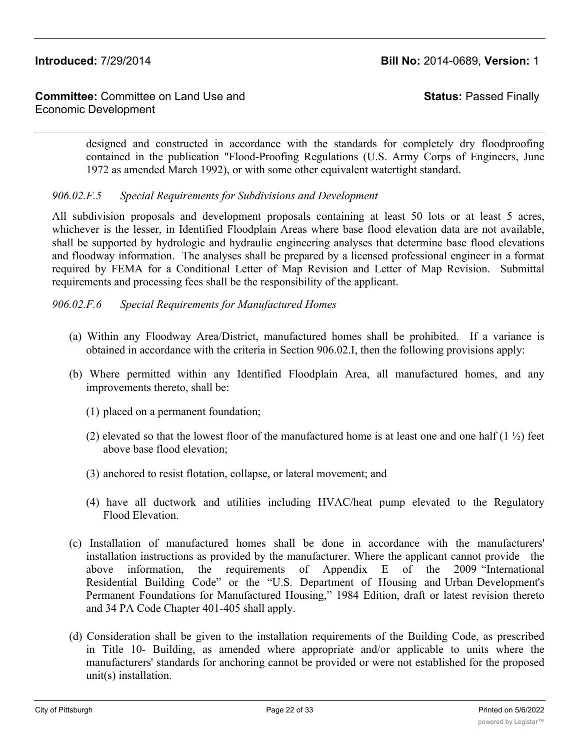designed and constructed in accordance with the standards for completely dry floodproofing contained in the publication "Flood-Proofing Regulations (U.S. Army Corps of Engineers, June 1972 as amended March 1992), or with some other equivalent watertight standard.

*906.02.F.5 Special Requirements for Subdivisions and Development*

All subdivision proposals and development proposals containing at least 50 lots or at least 5 acres, whichever is the lesser, in Identified Floodplain Areas where base flood elevation data are not available, shall be supported by hydrologic and hydraulic engineering analyses that determine base flood elevations and floodway information. The analyses shall be prepared by a licensed professional engineer in a format required by FEMA for a Conditional Letter of Map Revision and Letter of Map Revision. Submittal requirements and processing fees shall be the responsibility of the applicant.

*906.02.F.6 Special Requirements for Manufactured Homes*

(a) Within any Floodway Area/District, manufactured homes shall be prohibited. If a variance is obtained in accordance with the criteria in Section 906.02.I, then the following provisions apply:

(b) Where permitted within any Identified Floodplain Area, all manufactured homes, and any improvements thereto, shall be:

(1) placed on a permanent foundation;

(2) elevated so that the lowest floor of the manufactured home is at least one and one half (1 ½) feet above base flood elevation;

(3) anchored to resist flotation, collapse, or lateral movement; and

(4) have all ductwork and utilities including HVAC/heat pump elevated to the Regulatory Flood Elevation.

(c) Installation of manufactured homes shall be done in accordance with the manufacturers' installation instructions as provided by the manufacturer. Where the applicant cannot provide the above information, the requirements of Appendix E of the 2009 "International Residential Building Code" or the "U.S. Department of Housing and Urban Development's Permanent Foundations for Manufactured Housing," 1984 Edition, draft or latest revision thereto and 34 PA Code Chapter 401-405 shall apply.

(d) Consideration shall be given to the installation requirements of the Building Code, as prescribed in Title 10- Building, as amended where appropriate and/or applicable to units where the manufacturers' standards for anchoring cannot be provided or were not established for the proposed unit(s) installation.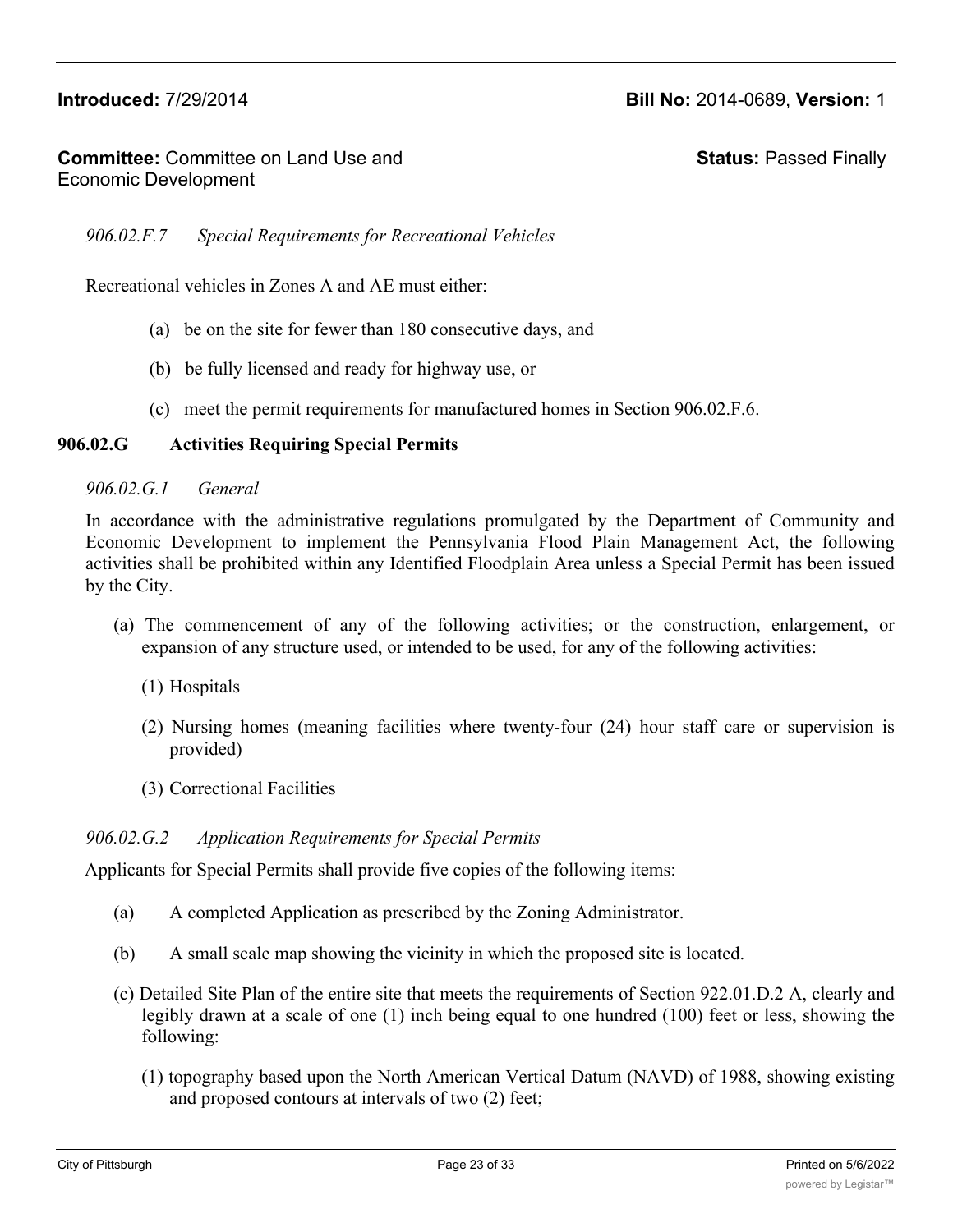**Introduced:** 7/29/2014 **Bill No:** 2014-0689, **Version:** 1

**Committee:** Committee on Land Use and Economic Development **Status:** Passed Finally

*906.02.F.7 Special Requirements for Recreational Vehicles*

Recreational vehicles in Zones A and AE must either:

(a) be on the site for fewer than 180 consecutive days, and

(b) be fully licensed and ready for highway use, or

(c) meet the permit requirements for manufactured homes in Section 906.02.F.6.

**906.02.G Activities Requiring Special Permits**

*906.02.G.1 General*

In accordance with the administrative regulations promulgated by the Department of Community and Economic Development to implement the Pennsylvania Flood Plain Management Act, the following activities shall be prohibited within any Identified Floodplain Area unless a Special Permit has been issued by the City.

(a) The commencement of any of the following activities; or the construction, enlargement, or expansion of any structure used, or intended to be used, for any of the following activities:

(1) Hospitals

(2) Nursing homes (meaning facilities where twenty-four (24) hour staff care or supervision is provided)

(3) Correctional Facilities

*906.02.G.2 Application Requirements for Special Permits*

Applicants for Special Permits shall provide five copies of the following items:

(a) A completed Application as prescribed by the Zoning Administrator.

(b) A small scale map showing the vicinity in which the proposed site is located.

(c) Detailed Site Plan of the entire site that meets the requirements of Section 922.01.D.2 A, clearly and legibly drawn at a scale of one (1) inch being equal to one hundred (100) feet or less, showing the following:

(1) topography based upon the North American Vertical Datum (NAVD) of 1988, showing existing and proposed contours at intervals of two (2) feet;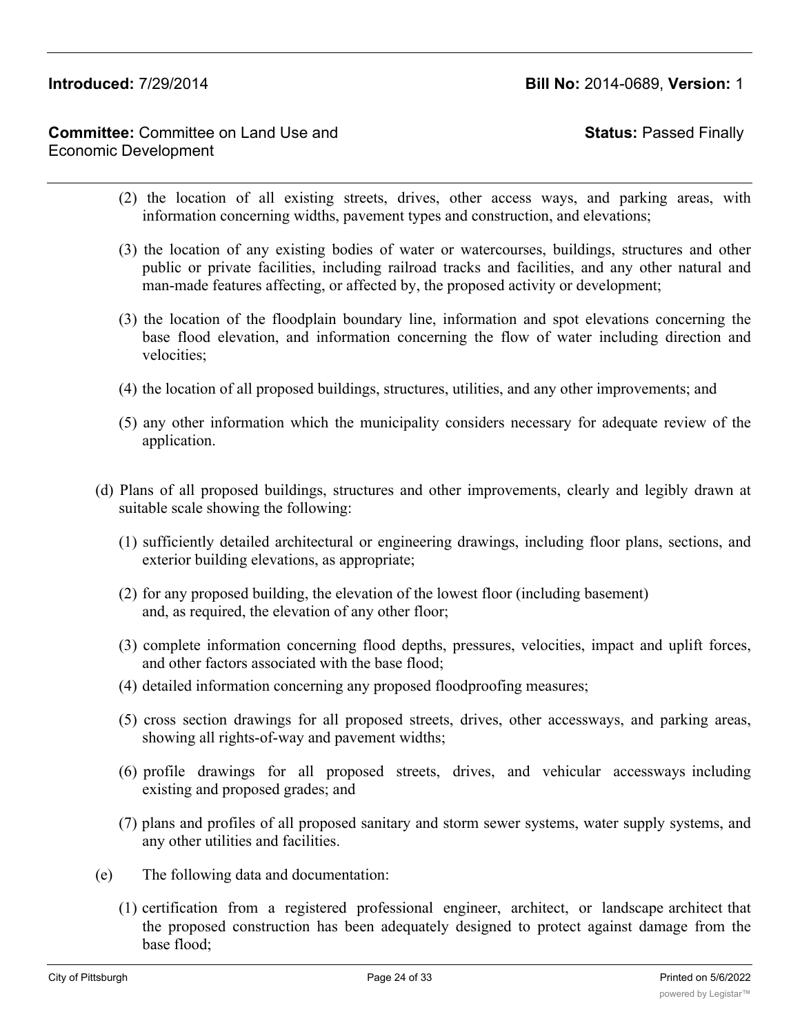(2) the location of all existing streets, drives, other access ways, and parking areas, with information concerning widths, pavement types and construction, and elevations;

(3) the location of any existing bodies of water or watercourses, buildings, structures and other public or private facilities, including railroad tracks and facilities, and any other natural and man-made features affecting, or affected by, the proposed activity or development;

(3) the location of the floodplain boundary line, information and spot elevations concerning the base flood elevation, and information concerning the flow of water including direction and velocities;

(4) the location of all proposed buildings, structures, utilities, and any other improvements; and

(5) any other information which the municipality considers necessary for adequate review of the application.

(d) Plans of all proposed buildings, structures and other improvements, clearly and legibly drawn at suitable scale showing the following:

(1) sufficiently detailed architectural or engineering drawings, including floor plans, sections, and exterior building elevations, as appropriate;

(2) for any proposed building, the elevation of the lowest floor (including basement) and, as required, the elevation of any other floor;

(3) complete information concerning flood depths, pressures, velocities, impact and uplift forces, and other factors associated with the base flood;

(4) detailed information concerning any proposed floodproofing measures;

(5) cross section drawings for all proposed streets, drives, other accessways, and parking areas, showing all rights-of-way and pavement widths;

(6) profile drawings for all proposed streets, drives, and vehicular accessways including existing and proposed grades; and

(7) plans and profiles of all proposed sanitary and storm sewer systems, water supply systems, and any other utilities and facilities.

(e) The following data and documentation:

(1) certification from a registered professional engineer, architect, or landscape architect that the proposed construction has been adequately designed to protect against damage from the base flood;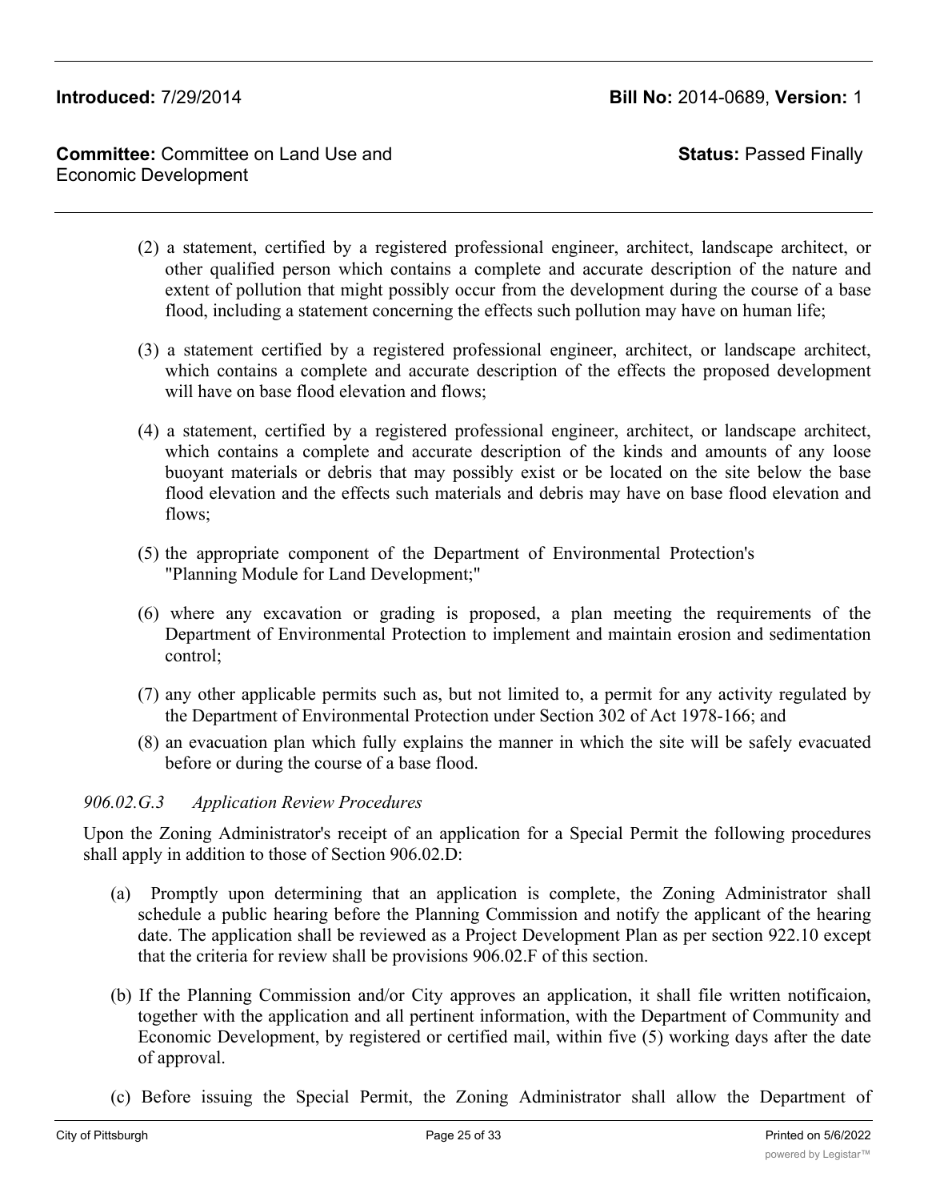(2) a statement, certified by a registered professional engineer, architect, landscape architect, or other qualified person which contains a complete and accurate description of the nature and extent of pollution that might possibly occur from the development during the course of a base flood, including a statement concerning the effects such pollution may have on human life;

(3) a statement certified by a registered professional engineer, architect, or landscape architect, which contains a complete and accurate description of the effects the proposed development will have on base flood elevation and flows;

(4) a statement, certified by a registered professional engineer, architect, or landscape architect, which contains a complete and accurate description of the kinds and amounts of any loose buoyant materials or debris that may possibly exist or be located on the site below the base flood elevation and the effects such materials and debris may have on base flood elevation and flows;

(5) the appropriate component of the Department of Environmental Protection's "Planning Module for Land Development;"

(6) where any excavation or grading is proposed, a plan meeting the requirements of the Department of Environmental Protection to implement and maintain erosion and sedimentation control;

(7) any other applicable permits such as, but not limited to, a permit for any activity regulated by the Department of Environmental Protection under Section 302 of Act 1978-166; and

(8) an evacuation plan which fully explains the manner in which the site will be safely evacuated before or during the course of a base flood.

*906.02.G.3 Application Review Procedures*

Upon the Zoning Administrator's receipt of an application for a Special Permit the following procedures shall apply in addition to those of Section 906.02.D:

(a) Promptly upon determining that an application is complete, the Zoning Administrator shall schedule a public hearing before the Planning Commission and notify the applicant of the hearing date. The application shall be reviewed as a Project Development Plan as per section 922.10 except that the criteria for review shall be provisions 906.02.F of this section.

(b) If the Planning Commission and/or City approves an application, it shall file written notificaion, together with the application and all pertinent information, with the Department of Community and Economic Development, by registered or certified mail, within five (5) working days after the date of approval.

(c) Before issuing the Special Permit, the Zoning Administrator shall allow the Department of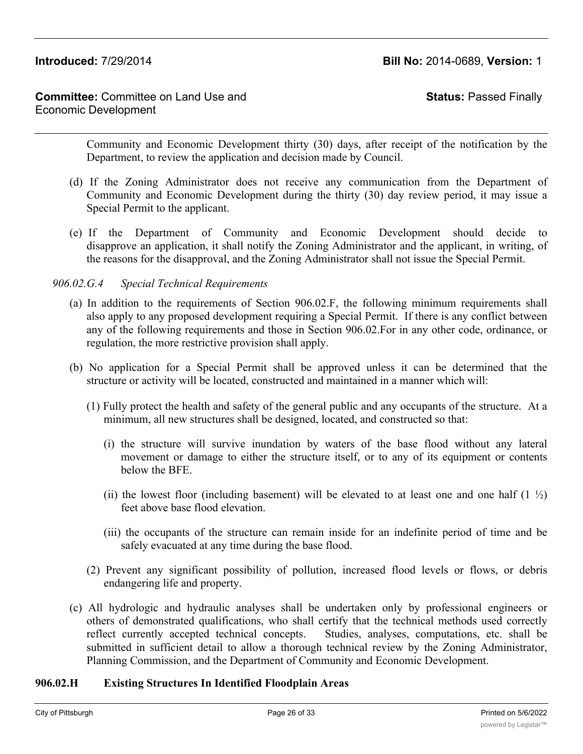Community and Economic Development thirty (30) days, after receipt of the notification by the Department, to review the application and decision made by Council.

(d) If the Zoning Administrator does not receive any communication from the Department of Community and Economic Development during the thirty (30) day review period, it may issue a Special Permit to the applicant.

(e) If the Department of Community and Economic Development should decide to disapprove an application, it shall notify the Zoning Administrator and the applicant, in writing, of the reasons for the disapproval, and the Zoning Administrator shall not issue the Special Permit.

*906.02.G.4 Special Technical Requirements*

(a) In addition to the requirements of Section 906.02.F, the following minimum requirements shall also apply to any proposed development requiring a Special Permit. If there is any conflict between any of the following requirements and those in Section 906.02.For in any other code, ordinance, or regulation, the more restrictive provision shall apply.

(b) No application for a Special Permit shall be approved unless it can be determined that the structure or activity will be located, constructed and maintained in a manner which will:

(1) Fully protect the health and safety of the general public and any occupants of the structure. At a minimum, all new structures shall be designed, located, and constructed so that:

(i) the structure will survive inundation by waters of the base flood without any lateral movement or damage to either the structure itself, or to any of its equipment or contents below the BFE.

(ii) the lowest floor (including basement) will be elevated to at least one and one half (1 ½) feet above base flood elevation.

(iii) the occupants of the structure can remain inside for an indefinite period of time and be safely evacuated at any time during the base flood.

(2) Prevent any significant possibility of pollution, increased flood levels or flows, or debris endangering life and property.

(c) All hydrologic and hydraulic analyses shall be undertaken only by professional engineers or others of demonstrated qualifications, who shall certify that the technical methods used correctly reflect currently accepted technical concepts. Studies, analyses, computations, etc. shall be submitted in sufficient detail to allow a thorough technical review by the Zoning Administrator, Planning Commission, and the Department of Community and Economic Development.

**906.02.H Existing Structures In Identified Floodplain Areas**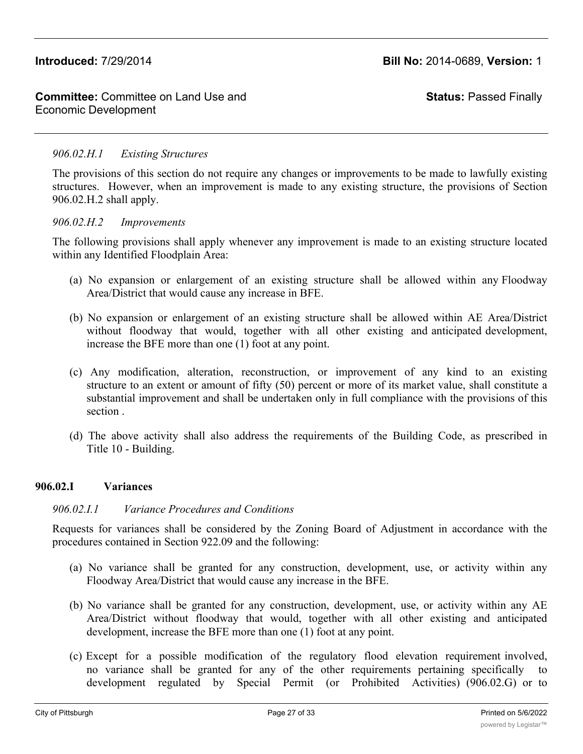*906.02.H.1 Existing Structures*

The provisions of this section do not require any changes or improvements to be made to lawfully existing structures. However, when an improvement is made to any existing structure, the provisions of Section 906.02.H.2 shall apply.

*906.02.H.2 Improvements*

The following provisions shall apply whenever any improvement is made to an existing structure located within any Identified Floodplain Area:

(a) No expansion or enlargement of an existing structure shall be allowed within any Floodway Area/District that would cause any increase in BFE.

(b) No expansion or enlargement of an existing structure shall be allowed within AE Area/District without floodway that would, together with all other existing and anticipated development, increase the BFE more than one (1) foot at any point.

(c) Any modification, alteration, reconstruction, or improvement of any kind to an existing structure to an extent or amount of fifty (50) percent or more of its market value, shall constitute a substantial improvement and shall be undertaken only in full compliance with the provisions of this section .

(d) The above activity shall also address the requirements of the Building Code, as prescribed in Title 10 - Building.

**906.02.I Variances**

*906.02.I.1 Variance Procedures and Conditions*

Requests for variances shall be considered by the Zoning Board of Adjustment in accordance with the procedures contained in Section 922.09 and the following:

(a) No variance shall be granted for any construction, development, use, or activity within any Floodway Area/District that would cause any increase in the BFE.

(b) No variance shall be granted for any construction, development, use, or activity within any AE Area/District without floodway that would, together with all other existing and anticipated development, increase the BFE more than one (1) foot at any point.

(c) Except for a possible modification of the regulatory flood elevation requirement involved, no variance shall be granted for any of the other requirements pertaining specifically to development regulated by Special Permit (or Prohibited Activities) (906.02.G) or to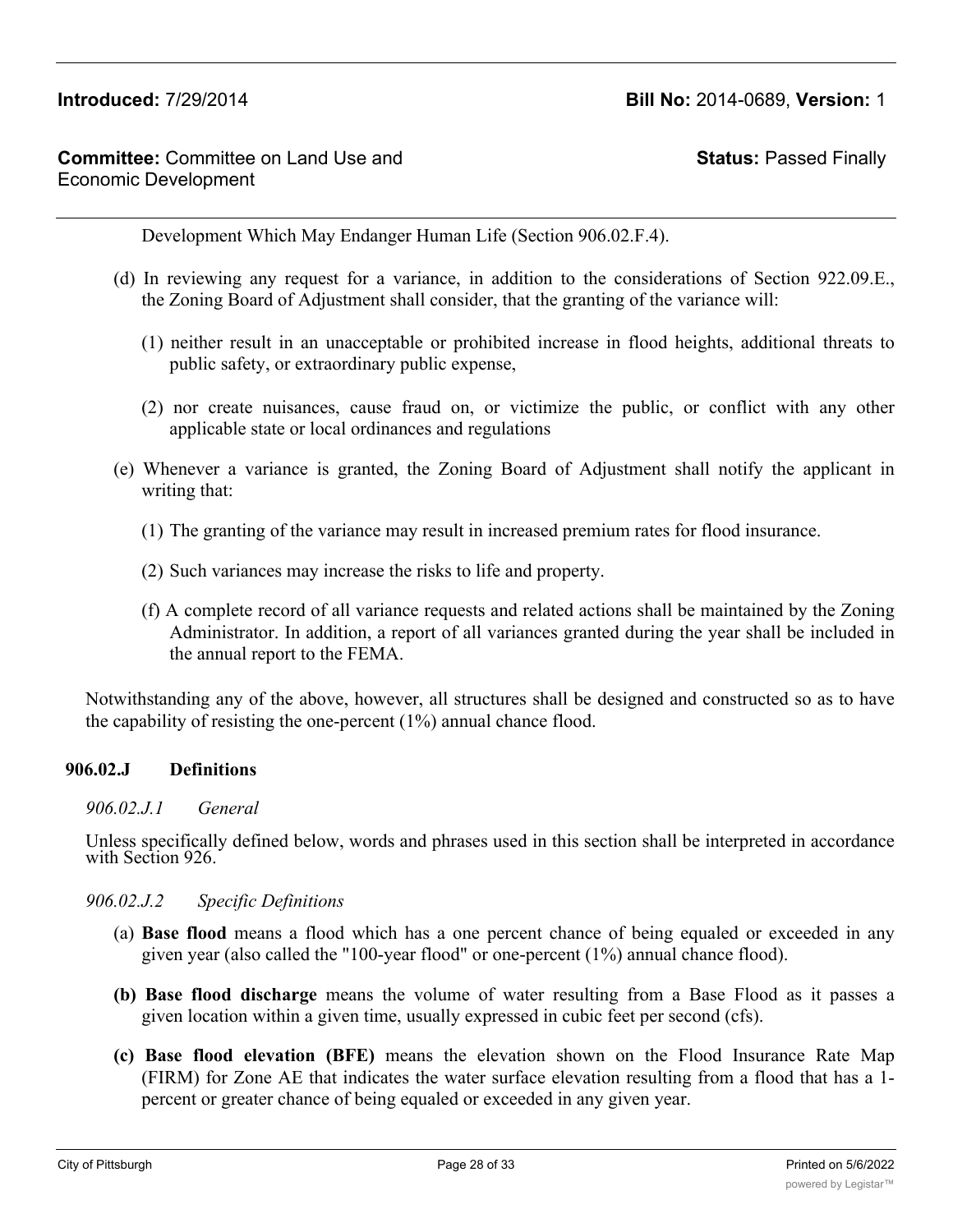Development Which May Endanger Human Life (Section 906.02.F.4).

(d) In reviewing any request for a variance, in addition to the considerations of Section 922.09.E., the Zoning Board of Adjustment shall consider, that the granting of the variance will:

(1) neither result in an unacceptable or prohibited increase in flood heights, additional threats to public safety, or extraordinary public expense,

(2) nor create nuisances, cause fraud on, or victimize the public, or conflict with any other applicable state or local ordinances and regulations

(e) Whenever a variance is granted, the Zoning Board of Adjustment shall notify the applicant in writing that:

(1) The granting of the variance may result in increased premium rates for flood insurance.

(2) Such variances may increase the risks to life and property.

(f) A complete record of all variance requests and related actions shall be maintained by the Zoning Administrator. In addition, a report of all variances granted during the year shall be included in the annual report to the FEMA.

Notwithstanding any of the above, however, all structures shall be designed and constructed so as to have the capability of resisting the one-percent (1%) annual chance flood.

### 906.02.J Definitions

*906.02.J.1 General*

Unless specifically defined below, words and phrases used in this section shall be interpreted in accordance with Section 926.

*906.02.J.2 Specific Definitions*

(a) **Base flood** means a flood which has a one percent chance of being equaled or exceeded in any given year (also called the "100-year flood" or one-percent (1%) annual chance flood).

**(b) Base flood discharge** means the volume of water resulting from a Base Flood as it passes a given location within a given time, usually expressed in cubic feet per second (cfs).

**(c) Base flood elevation (BFE)** means the elevation shown on the Flood Insurance Rate Map (FIRM) for Zone AE that indicates the water surface elevation resulting from a flood that has a 1-percent or greater chance of being equaled or exceeded in any given year.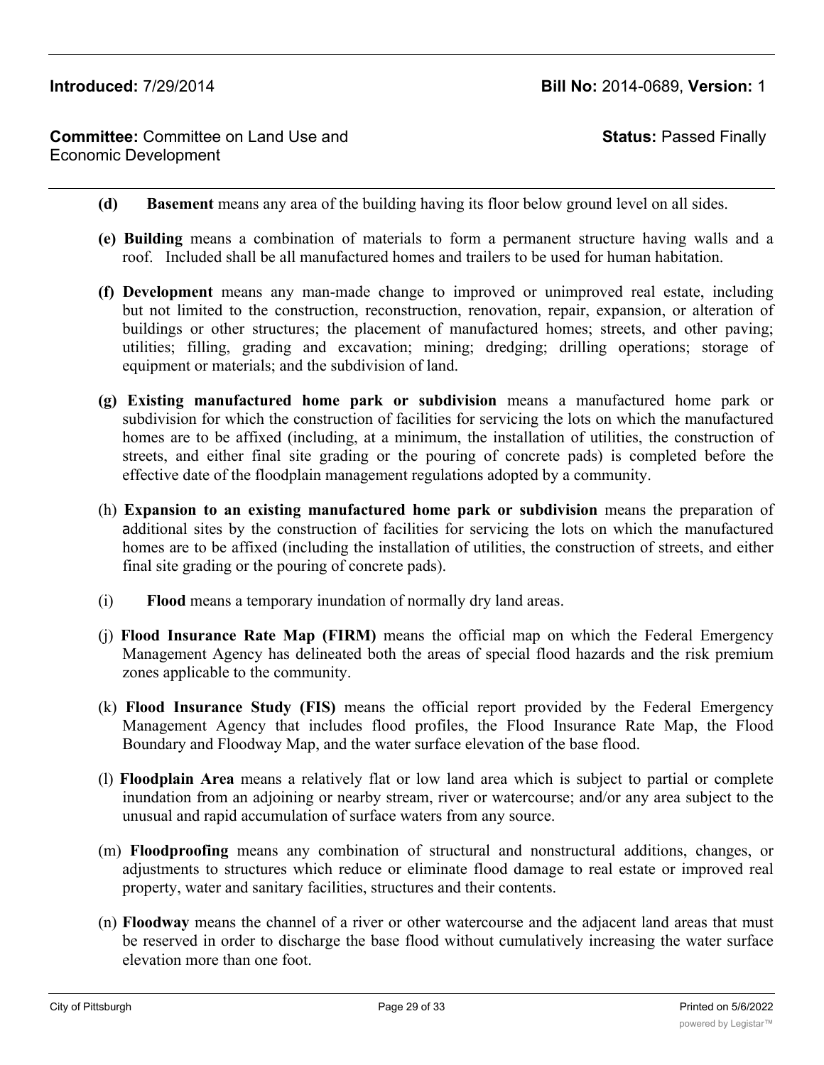**(d)** **Basement** means any area of the building having its floor below ground level on all sides.

**(e)** **Building** means a combination of materials to form a permanent structure having walls and a roof. Included shall be all manufactured homes and trailers to be used for human habitation.

**(f)** **Development** means any man-made change to improved or unimproved real estate, including but not limited to the construction, reconstruction, renovation, repair, expansion, or alteration of buildings or other structures; the placement of manufactured homes; streets, and other paving; utilities; filling, grading and excavation; mining; dredging; drilling operations; storage of equipment or materials; and the subdivision of land.

**(g)** **Existing manufactured home park or subdivision** means a manufactured home park or subdivision for which the construction of facilities for servicing the lots on which the manufactured homes are to be affixed (including, at a minimum, the installation of utilities, the construction of streets, and either final site grading or the pouring of concrete pads) is completed before the effective date of the floodplain management regulations adopted by a community.

(h) **Expansion to an existing manufactured home park or subdivision** means the preparation of additional sites by the construction of facilities for servicing the lots on which the manufactured homes are to be affixed (including the installation of utilities, the construction of streets, and either final site grading or the pouring of concrete pads).

(i) **Flood** means a temporary inundation of normally dry land areas.

(j) **Flood Insurance Rate Map (FIRM)** means the official map on which the Federal Emergency Management Agency has delineated both the areas of special flood hazards and the risk premium zones applicable to the community.

(k) **Flood Insurance Study (FIS)** means the official report provided by the Federal Emergency Management Agency that includes flood profiles, the Flood Insurance Rate Map, the Flood Boundary and Floodway Map, and the water surface elevation of the base flood.

(l) **Floodplain Area** means a relatively flat or low land area which is subject to partial or complete inundation from an adjoining or nearby stream, river or watercourse; and/or any area subject to the unusual and rapid accumulation of surface waters from any source.

(m) **Floodproofing** means any combination of structural and nonstructural additions, changes, or adjustments to structures which reduce or eliminate flood damage to real estate or improved real property, water and sanitary facilities, structures and their contents.

(n) **Floodway** means the channel of a river or other watercourse and the adjacent land areas that must be reserved in order to discharge the base flood without cumulatively increasing the water surface elevation more than one foot.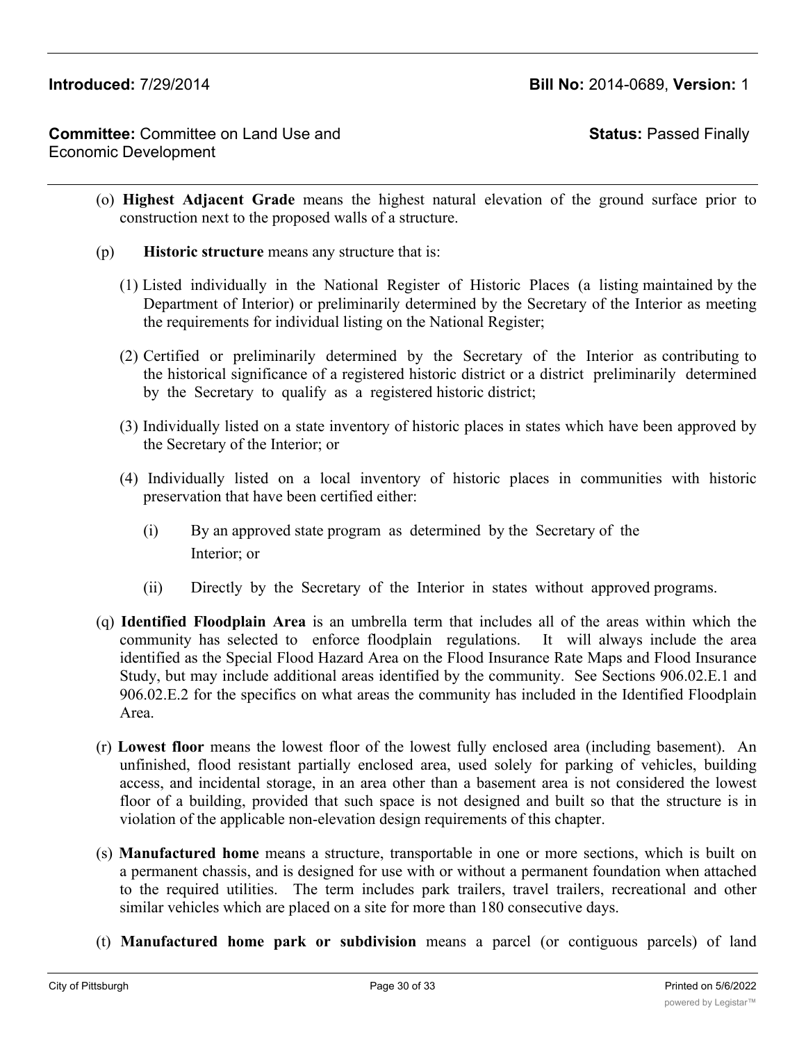(o) **Highest Adjacent Grade** means the highest natural elevation of the ground surface prior to construction next to the proposed walls of a structure.

(p) **Historic structure** means any structure that is:

(1) Listed individually in the National Register of Historic Places (a listing maintained by the Department of Interior) or preliminarily determined by the Secretary of the Interior as meeting the requirements for individual listing on the National Register;

(2) Certified or preliminarily determined by the Secretary of the Interior as contributing to the historical significance of a registered historic district or a district preliminarily determined by the Secretary to qualify as a registered historic district;

(3) Individually listed on a state inventory of historic places in states which have been approved by the Secretary of the Interior; or

(4) Individually listed on a local inventory of historic places in communities with historic preservation that have been certified either:

(i) By an approved state program as determined by the Secretary of the Interior; or

(ii) Directly by the Secretary of the Interior in states without approved programs.

(q) **Identified Floodplain Area** is an umbrella term that includes all of the areas within which the community has selected to enforce floodplain regulations. It will always include the area identified as the Special Flood Hazard Area on the Flood Insurance Rate Maps and Flood Insurance Study, but may include additional areas identified by the community. See Sections 906.02.E.1 and 906.02.E.2 for the specifics on what areas the community has included in the Identified Floodplain Area.

(r) **Lowest floor** means the lowest floor of the lowest fully enclosed area (including basement). An unfinished, flood resistant partially enclosed area, used solely for parking of vehicles, building access, and incidental storage, in an area other than a basement area is not considered the lowest floor of a building, provided that such space is not designed and built so that the structure is in violation of the applicable non-elevation design requirements of this chapter.

(s) **Manufactured home** means a structure, transportable in one or more sections, which is built on a permanent chassis, and is designed for use with or without a permanent foundation when attached to the required utilities. The term includes park trailers, travel trailers, recreational and other similar vehicles which are placed on a site for more than 180 consecutive days.

(t) **Manufactured home park or subdivision** means a parcel (or contiguous parcels) of land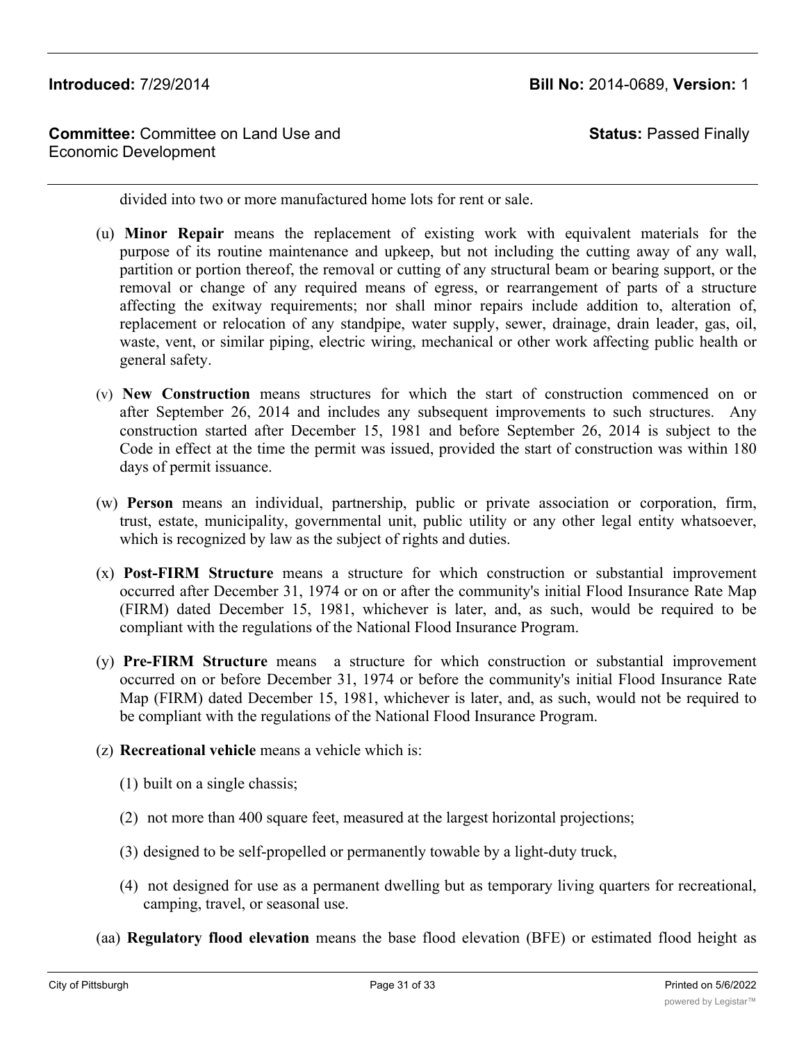divided into two or more manufactured home lots for rent or sale.

(u) **Minor Repair** means the replacement of existing work with equivalent materials for the purpose of its routine maintenance and upkeep, but not including the cutting away of any wall, partition or portion thereof, the removal or cutting of any structural beam or bearing support, or the removal or change of any required means of egress, or rearrangement of parts of a structure affecting the exitway requirements; nor shall minor repairs include addition to, alteration of, replacement or relocation of any standpipe, water supply, sewer, drainage, drain leader, gas, oil, waste, vent, or similar piping, electric wiring, mechanical or other work affecting public health or general safety.

(v) **New Construction** means structures for which the start of construction commenced on or after September 26, 2014 and includes any subsequent improvements to such structures. Any construction started after December 15, 1981 and before September 26, 2014 is subject to the Code in effect at the time the permit was issued, provided the start of construction was within 180 days of permit issuance.

(w) **Person** means an individual, partnership, public or private association or corporation, firm, trust, estate, municipality, governmental unit, public utility or any other legal entity whatsoever, which is recognized by law as the subject of rights and duties.

(x) **Post-FIRM Structure** means a structure for which construction or substantial improvement occurred after December 31, 1974 or on or after the community's initial Flood Insurance Rate Map (FIRM) dated December 15, 1981, whichever is later, and, as such, would be required to be compliant with the regulations of the National Flood Insurance Program.

(y) **Pre-FIRM Structure** means a structure for which construction or substantial improvement occurred on or before December 31, 1974 or before the community's initial Flood Insurance Rate Map (FIRM) dated December 15, 1981, whichever is later, and, as such, would not be required to be compliant with the regulations of the National Flood Insurance Program.

(z) **Recreational vehicle** means a vehicle which is:

(1) built on a single chassis;

(2) not more than 400 square feet, measured at the largest horizontal projections;

(3) designed to be self-propelled or permanently towable by a light-duty truck,

(4) not designed for use as a permanent dwelling but as temporary living quarters for recreational, camping, travel, or seasonal use.

(aa) **Regulatory flood elevation** means the base flood elevation (BFE) or estimated flood height as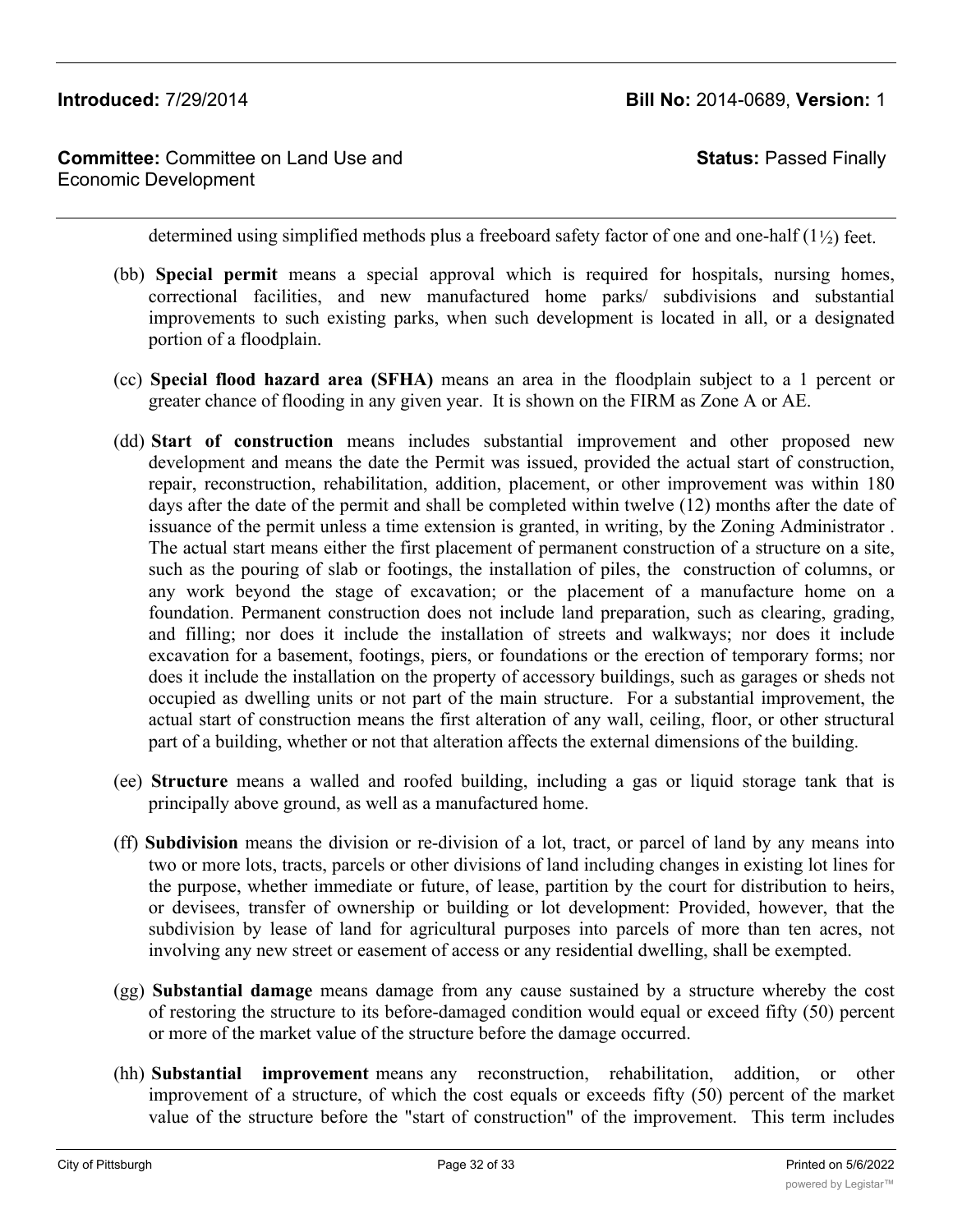determined using simplified methods plus a freeboard safety factor of one and one-half (1½) feet.

(bb) **Special permit** means a special approval which is required for hospitals, nursing homes, correctional facilities, and new manufactured home parks/ subdivisions and substantial improvements to such existing parks, when such development is located in all, or a designated portion of a floodplain.

(cc) **Special flood hazard area (SFHA)** means an area in the floodplain subject to a 1 percent or greater chance of flooding in any given year. It is shown on the FIRM as Zone A or AE.

(dd) **Start of construction** means includes substantial improvement and other proposed new development and means the date the Permit was issued, provided the actual start of construction, repair, reconstruction, rehabilitation, addition, placement, or other improvement was within 180 days after the date of the permit and shall be completed within twelve (12) months after the date of issuance of the permit unless a time extension is granted, in writing, by the Zoning Administrator . The actual start means either the first placement of permanent construction of a structure on a site, such as the pouring of slab or footings, the installation of piles, the construction of columns, or any work beyond the stage of excavation; or the placement of a manufacture home on a foundation. Permanent construction does not include land preparation, such as clearing, grading, and filling; nor does it include the installation of streets and walkways; nor does it include excavation for a basement, footings, piers, or foundations or the erection of temporary forms; nor does it include the installation on the property of accessory buildings, such as garages or sheds not occupied as dwelling units or not part of the main structure. For a substantial improvement, the actual start of construction means the first alteration of any wall, ceiling, floor, or other structural part of a building, whether or not that alteration affects the external dimensions of the building.

(ee) **Structure** means a walled and roofed building, including a gas or liquid storage tank that is principally above ground, as well as a manufactured home.

(ff) **Subdivision** means the division or re-division of a lot, tract, or parcel of land by any means into two or more lots, tracts, parcels or other divisions of land including changes in existing lot lines for the purpose, whether immediate or future, of lease, partition by the court for distribution to heirs, or devisees, transfer of ownership or building or lot development: Provided, however, that the subdivision by lease of land for agricultural purposes into parcels of more than ten acres, not involving any new street or easement of access or any residential dwelling, shall be exempted.

(gg) **Substantial damage** means damage from any cause sustained by a structure whereby the cost of restoring the structure to its before-damaged condition would equal or exceed fifty (50) percent or more of the market value of the structure before the damage occurred.

(hh) **Substantial improvement** means any reconstruction, rehabilitation, addition, or other improvement of a structure, of which the cost equals or exceeds fifty (50) percent of the market value of the structure before the "start of construction" of the improvement. This term includes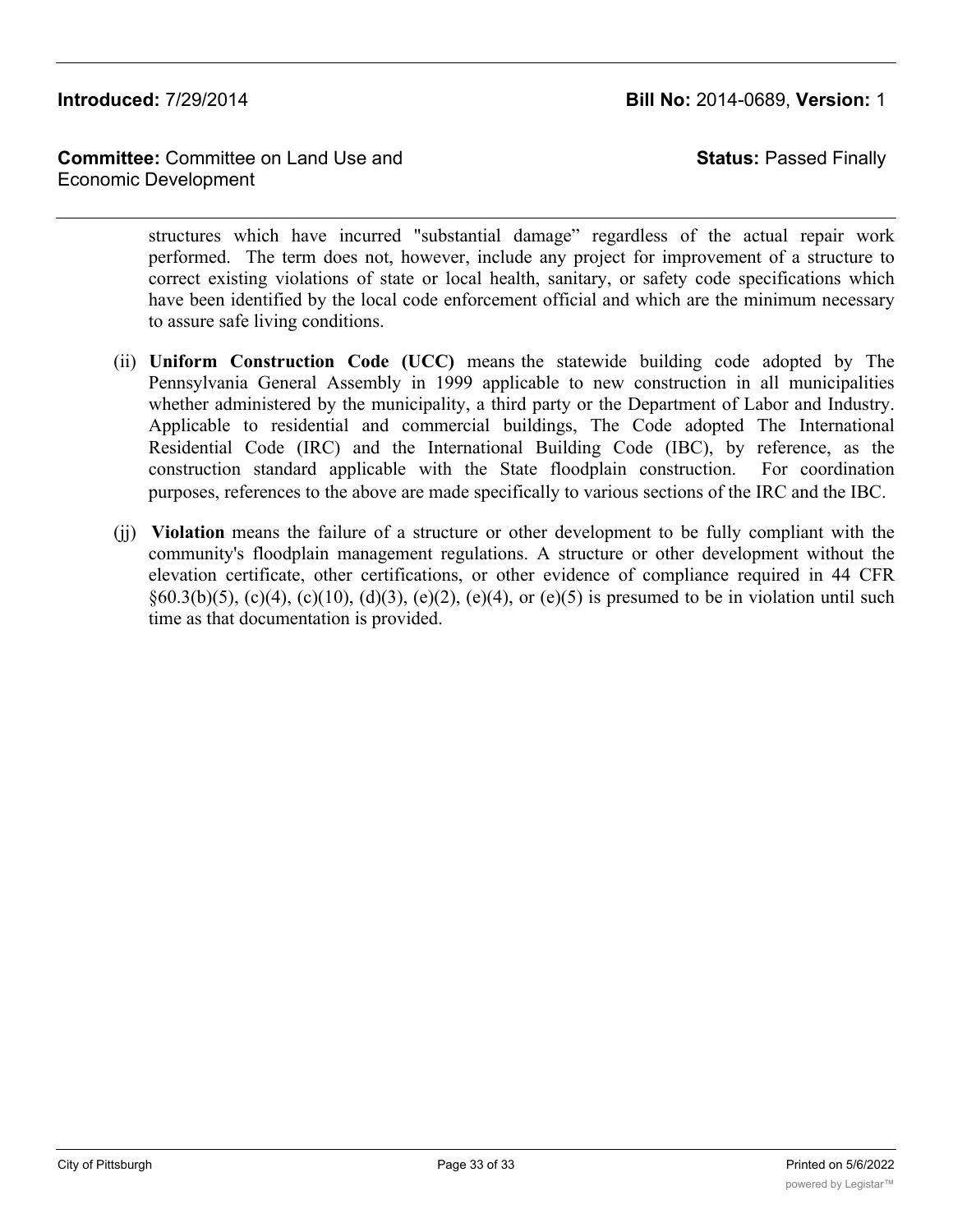structures which have incurred "substantial damage" regardless of the actual repair work performed. The term does not, however, include any project for improvement of a structure to correct existing violations of state or local health, sanitary, or safety code specifications which have been identified by the local code enforcement official and which are the minimum necessary to assure safe living conditions.

(ii) **Uniform Construction Code (UCC)** means the statewide building code adopted by The Pennsylvania General Assembly in 1999 applicable to new construction in all municipalities whether administered by the municipality, a third party or the Department of Labor and Industry. Applicable to residential and commercial buildings, The Code adopted The International Residential Code (IRC) and the International Building Code (IBC), by reference, as the construction standard applicable with the State floodplain construction. For coordination purposes, references to the above are made specifically to various sections of the IRC and the IBC.

(jj) **Violation** means the failure of a structure or other development to be fully compliant with the community's floodplain management regulations. A structure or other development without the elevation certificate, other certifications, or other evidence of compliance required in 44 CFR §60.3(b)(5), (c)(4), (c)(10), (d)(3), (e)(2), (e)(4), or (e)(5) is presumed to be in violation until such time as that documentation is provided.